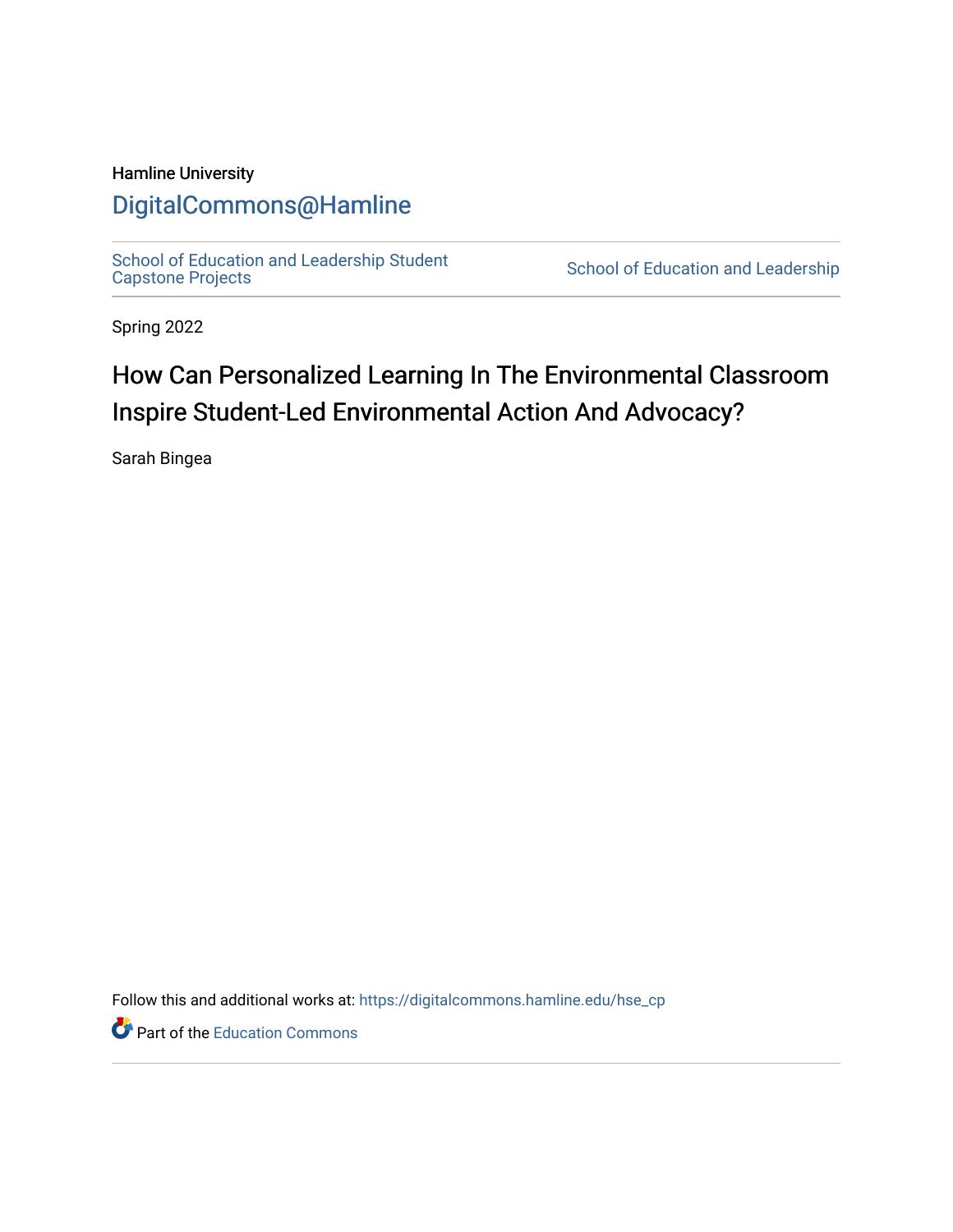Hamline University

# DigitalCommons@Hamline

School of Education and Leadership Student Capstone Projects | School of Education and Leadership

Spring 2022

# How Can Personalized Learning In The Environmental Classroom Inspire Student-Led Environmental Action And Advocacy?

Sarah Bingea

Follow this and additional works at: https://digitalcommons.hamline.edu/hse_cp

Part of the Education Commons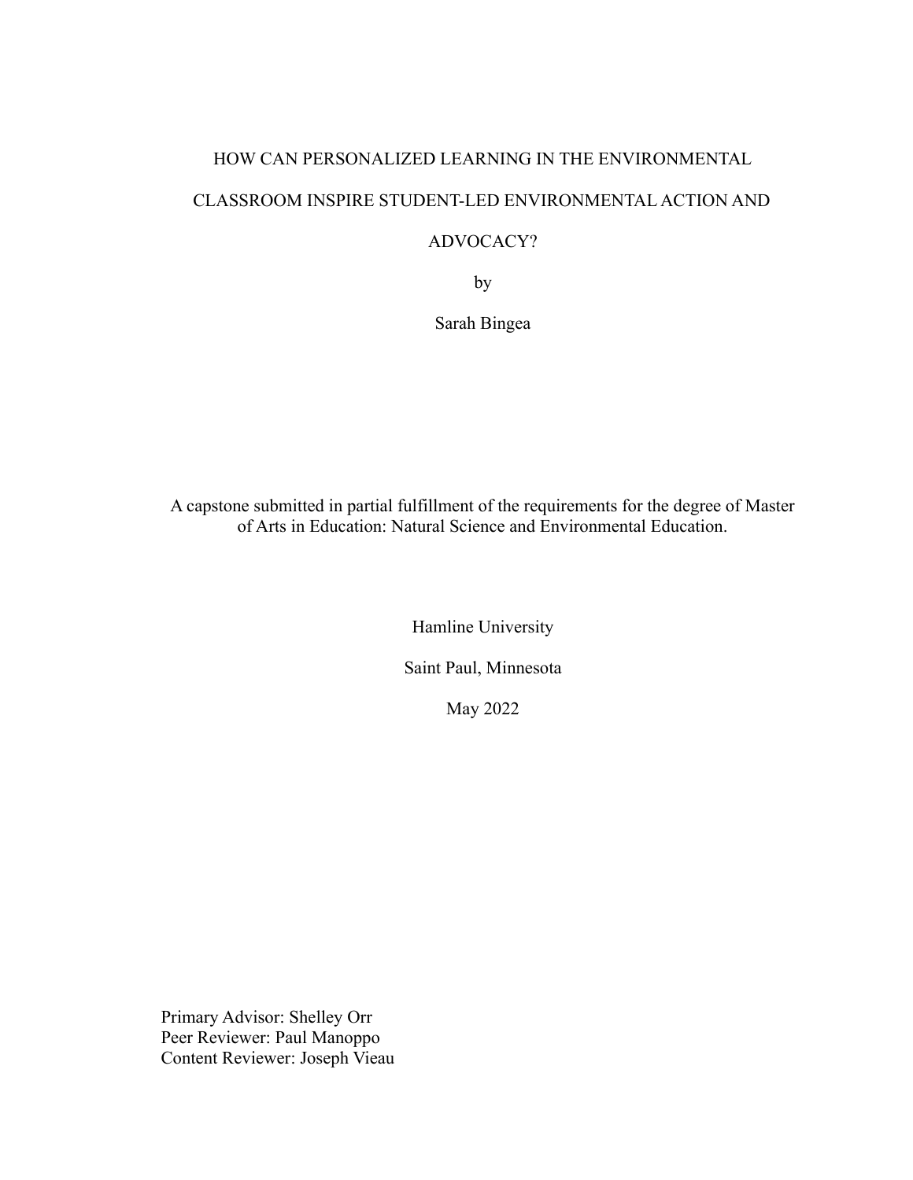# HOW CAN PERSONALIZED LEARNING IN THE ENVIRONMENTAL CLASSROOM INSPIRE STUDENT-LED ENVIRONMENTAL ACTION AND ADVOCACY?

by

Sarah Bingea

A capstone submitted in partial fulfillment of the requirements for the degree of Master of Arts in Education: Natural Science and Environmental Education.

Hamline University

Saint Paul, Minnesota

May 2022

Primary Advisor: Shelley Orr
Peer Reviewer: Paul Manoppo
Content Reviewer: Joseph Vieau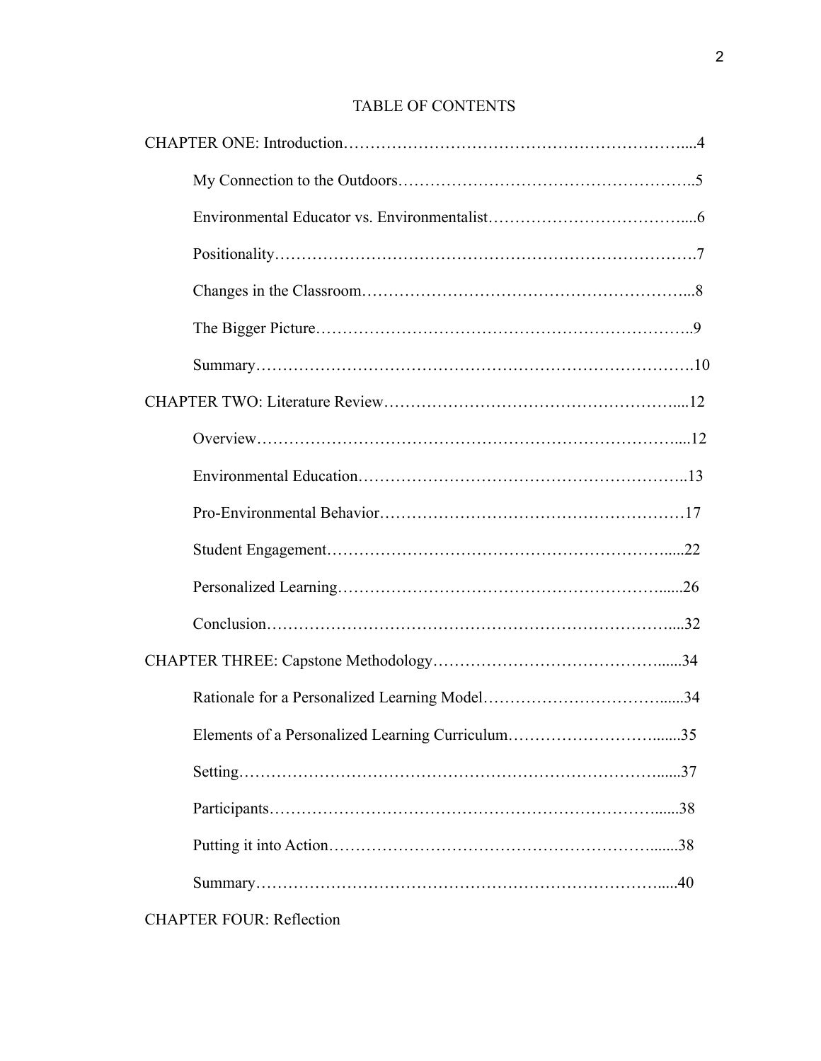# TABLE OF CONTENTS

CHAPTER ONE: Introduction……………………………………………………………....4

My Connection to the Outdoors………………………………………………..5

Environmental Educator vs. Environmentalist………………………………....6

Positionality…………………………………………………………………….7

Changes in the Classroom…………………………………………………...8

The Bigger Picture…………………………………………………………..9

Summary……………………………………………………………………….10

CHAPTER TWO: Literature Review……………………………………………....12

Overview…………………………………………………………………....12

Environmental Education…………………………………………………..13

Pro-Environmental Behavior………………………………………………17

Student Engagement……………………………………………………......22

Personalized Learning……………………………………………………......26

Conclusion……………………………………………………………………....32

CHAPTER THREE: Capstone Methodology……………………………………......34

Rationale for a Personalized Learning Model……………………………......34

Elements of a Personalized Learning Curriculum…………………………........35

Setting……………………………………………………………………......37

Participants…………………………………………………………………......38

Putting it into Action…………………………………………………….......38

Summary…………………………………………………………………….....40

CHAPTER FOUR: Reflection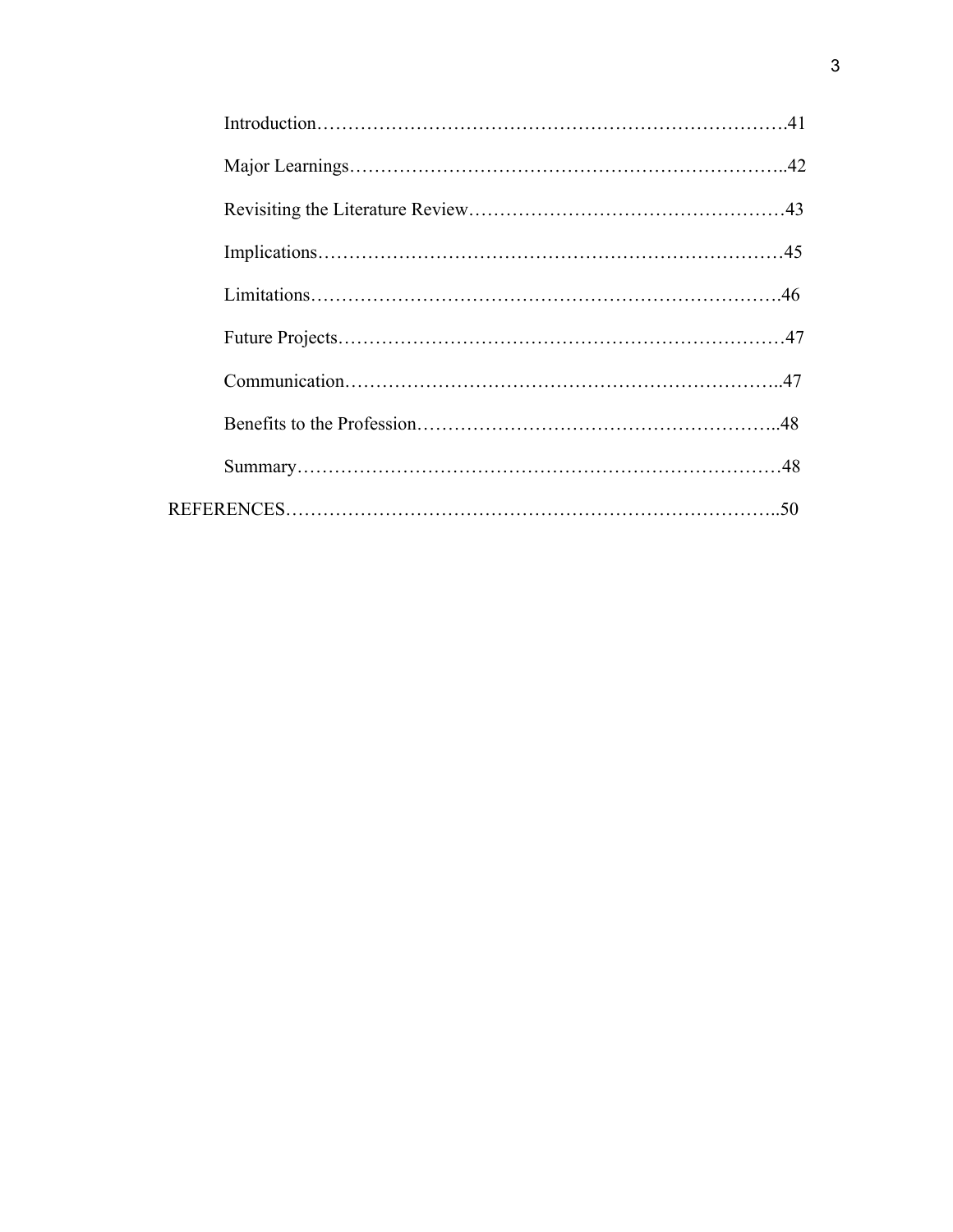Introduction……………………………………………………………….41

Major Learnings…………………………………………………………..42

Revisiting the Literature Review…………………………………………43

Implications………………………………………………………………45

Limitations……………………………………………………………….46

Future Projects……………………………………………………………47

Communication…………………………………………………………..47

Benefits to the Profession………………………………………………..48

Summary…………………………………………………………………48

REFERENCES…………………………………………………………………..50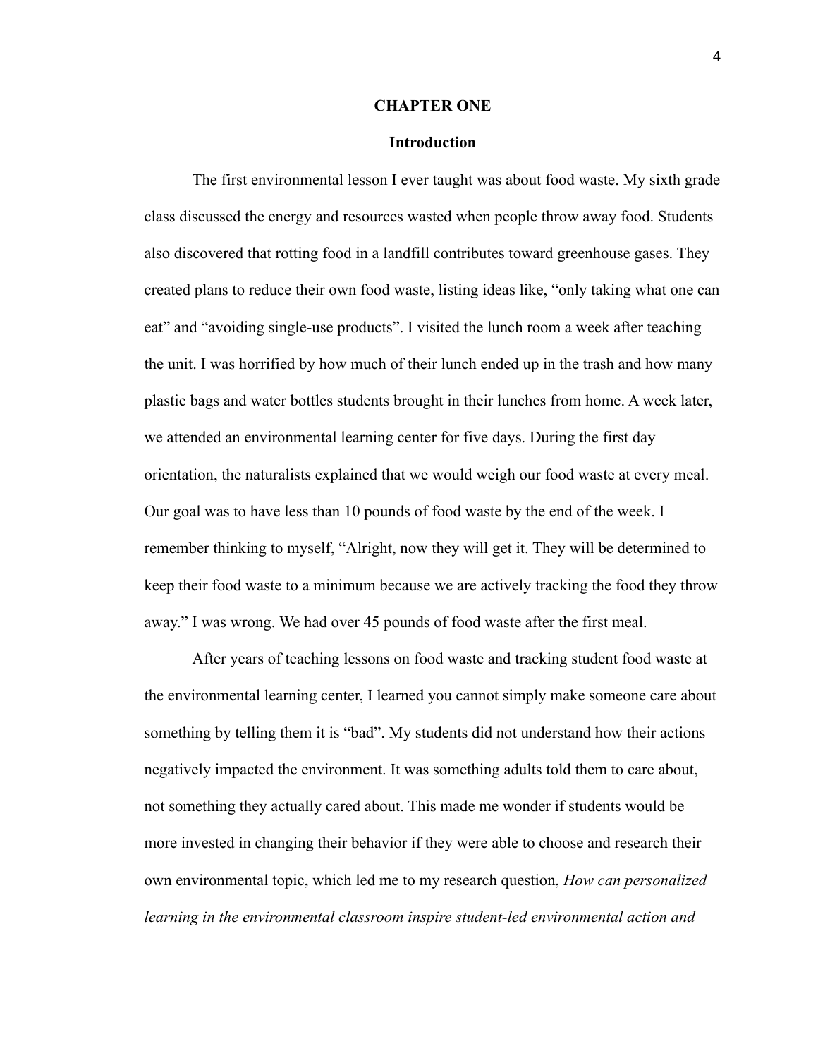# CHAPTER ONE

## Introduction

The first environmental lesson I ever taught was about food waste. My sixth grade class discussed the energy and resources wasted when people throw away food. Students also discovered that rotting food in a landfill contributes toward greenhouse gases. They created plans to reduce their own food waste, listing ideas like, "only taking what one can eat" and "avoiding single-use products". I visited the lunch room a week after teaching the unit. I was horrified by how much of their lunch ended up in the trash and how many plastic bags and water bottles students brought in their lunches from home. A week later, we attended an environmental learning center for five days. During the first day orientation, the naturalists explained that we would weigh our food waste at every meal. Our goal was to have less than 10 pounds of food waste by the end of the week. I remember thinking to myself, "Alright, now they will get it. They will be determined to keep their food waste to a minimum because we are actively tracking the food they throw away." I was wrong. We had over 45 pounds of food waste after the first meal.

After years of teaching lessons on food waste and tracking student food waste at the environmental learning center, I learned you cannot simply make someone care about something by telling them it is "bad". My students did not understand how their actions negatively impacted the environment. It was something adults told them to care about, not something they actually cared about. This made me wonder if students would be more invested in changing their behavior if they were able to choose and research their own environmental topic, which led me to my research question, *How can personalized learning in the environmental classroom inspire student-led environmental action and*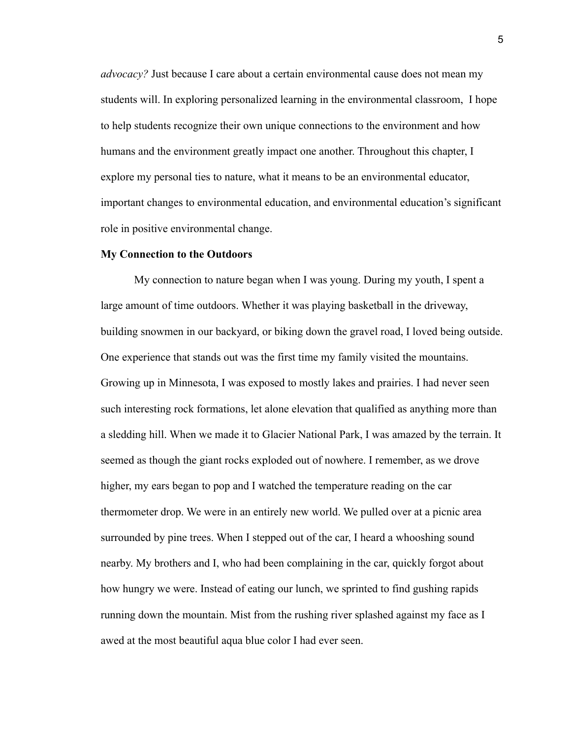*advocacy?* Just because I care about a certain environmental cause does not mean my students will. In exploring personalized learning in the environmental classroom,  I hope to help students recognize their own unique connections to the environment and how humans and the environment greatly impact one another. Throughout this chapter, I explore my personal ties to nature, what it means to be an environmental educator, important changes to environmental education, and environmental education's significant role in positive environmental change.

**My Connection to the Outdoors**

My connection to nature began when I was young. During my youth, I spent a large amount of time outdoors. Whether it was playing basketball in the driveway, building snowmen in our backyard, or biking down the gravel road, I loved being outside. One experience that stands out was the first time my family visited the mountains. Growing up in Minnesota, I was exposed to mostly lakes and prairies. I had never seen such interesting rock formations, let alone elevation that qualified as anything more than a sledding hill. When we made it to Glacier National Park, I was amazed by the terrain. It seemed as though the giant rocks exploded out of nowhere. I remember, as we drove higher, my ears began to pop and I watched the temperature reading on the car thermometer drop. We were in an entirely new world. We pulled over at a picnic area surrounded by pine trees. When I stepped out of the car, I heard a whooshing sound nearby. My brothers and I, who had been complaining in the car, quickly forgot about how hungry we were. Instead of eating our lunch, we sprinted to find gushing rapids running down the mountain. Mist from the rushing river splashed against my face as I awed at the most beautiful aqua blue color I had ever seen.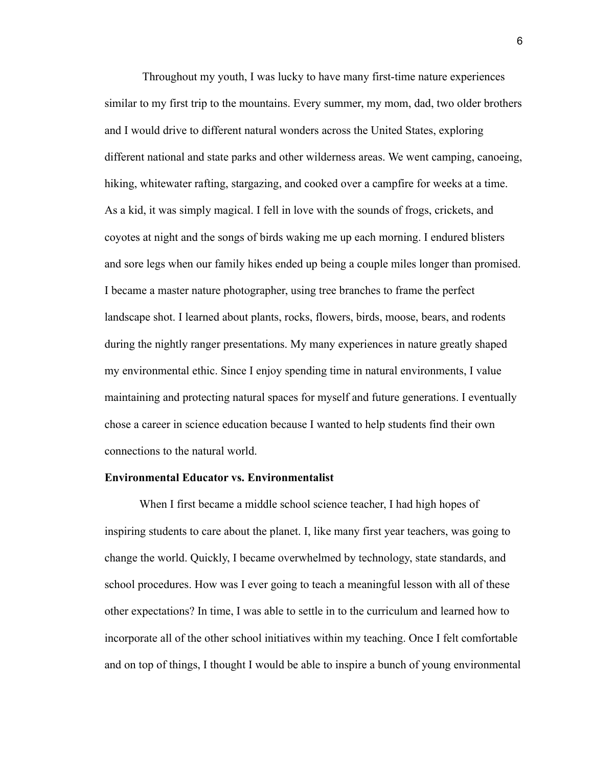Throughout my youth, I was lucky to have many first-time nature experiences similar to my first trip to the mountains. Every summer, my mom, dad, two older brothers and I would drive to different natural wonders across the United States, exploring different national and state parks and other wilderness areas. We went camping, canoeing, hiking, whitewater rafting, stargazing, and cooked over a campfire for weeks at a time. As a kid, it was simply magical. I fell in love with the sounds of frogs, crickets, and coyotes at night and the songs of birds waking me up each morning. I endured blisters and sore legs when our family hikes ended up being a couple miles longer than promised. I became a master nature photographer, using tree branches to frame the perfect landscape shot. I learned about plants, rocks, flowers, birds, moose, bears, and rodents during the nightly ranger presentations. My many experiences in nature greatly shaped my environmental ethic. Since I enjoy spending time in natural environments, I value maintaining and protecting natural spaces for myself and future generations. I eventually chose a career in science education because I wanted to help students find their own connections to the natural world.

**Environmental Educator vs. Environmentalist**

When I first became a middle school science teacher, I had high hopes of inspiring students to care about the planet. I, like many first year teachers, was going to change the world. Quickly, I became overwhelmed by technology, state standards, and school procedures. How was I ever going to teach a meaningful lesson with all of these other expectations? In time, I was able to settle in to the curriculum and learned how to incorporate all of the other school initiatives within my teaching. Once I felt comfortable and on top of things, I thought I would be able to inspire a bunch of young environmental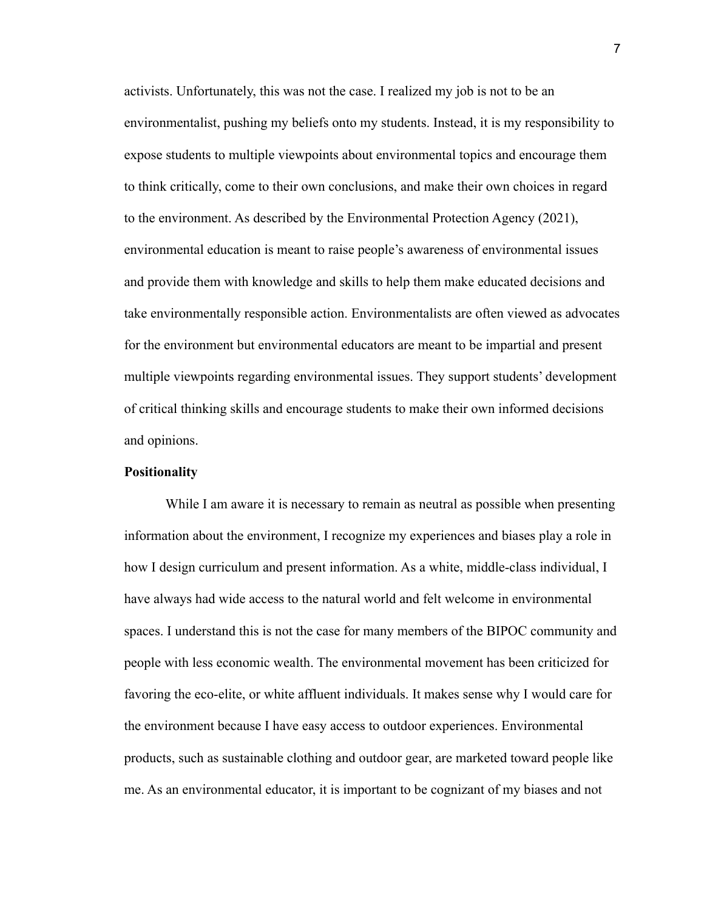activists. Unfortunately, this was not the case. I realized my job is not to be an environmentalist, pushing my beliefs onto my students. Instead, it is my responsibility to expose students to multiple viewpoints about environmental topics and encourage them to think critically, come to their own conclusions, and make their own choices in regard to the environment. As described by the Environmental Protection Agency (2021), environmental education is meant to raise people's awareness of environmental issues and provide them with knowledge and skills to help them make educated decisions and take environmentally responsible action. Environmentalists are often viewed as advocates for the environment but environmental educators are meant to be impartial and present multiple viewpoints regarding environmental issues. They support students' development of critical thinking skills and encourage students to make their own informed decisions and opinions.

**Positionality**

While I am aware it is necessary to remain as neutral as possible when presenting information about the environment, I recognize my experiences and biases play a role in how I design curriculum and present information. As a white, middle-class individual, I have always had wide access to the natural world and felt welcome in environmental spaces. I understand this is not the case for many members of the BIPOC community and people with less economic wealth. The environmental movement has been criticized for favoring the eco-elite, or white affluent individuals. It makes sense why I would care for the environment because I have easy access to outdoor experiences. Environmental products, such as sustainable clothing and outdoor gear, are marketed toward people like me. As an environmental educator, it is important to be cognizant of my biases and not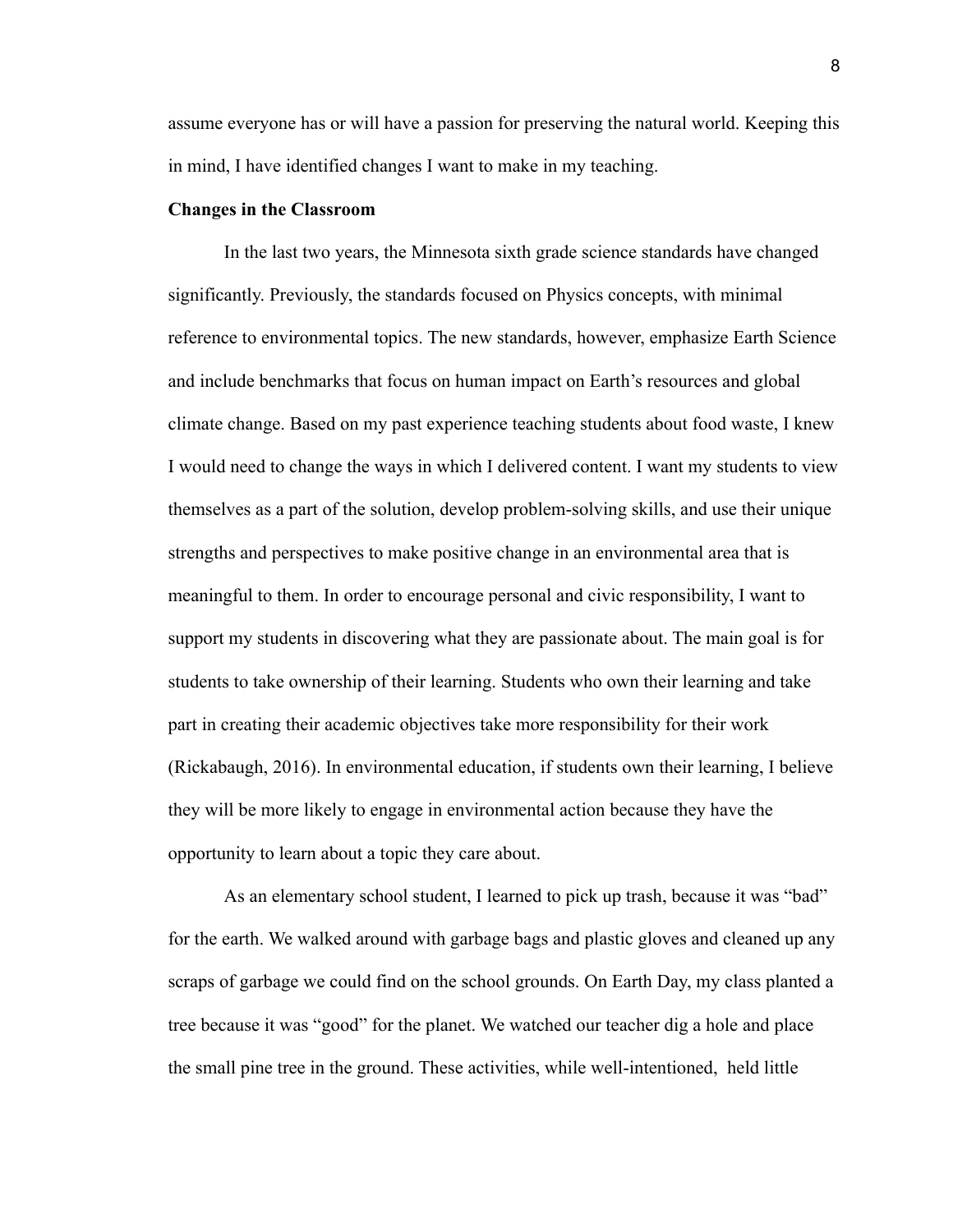assume everyone has or will have a passion for preserving the natural world. Keeping this in mind, I have identified changes I want to make in my teaching.

**Changes in the Classroom**

In the last two years, the Minnesota sixth grade science standards have changed significantly. Previously, the standards focused on Physics concepts, with minimal reference to environmental topics. The new standards, however, emphasize Earth Science and include benchmarks that focus on human impact on Earth's resources and global climate change. Based on my past experience teaching students about food waste, I knew I would need to change the ways in which I delivered content. I want my students to view themselves as a part of the solution, develop problem-solving skills, and use their unique strengths and perspectives to make positive change in an environmental area that is meaningful to them. In order to encourage personal and civic responsibility, I want to support my students in discovering what they are passionate about. The main goal is for students to take ownership of their learning. Students who own their learning and take part in creating their academic objectives take more responsibility for their work (Rickabaugh, 2016). In environmental education, if students own their learning, I believe they will be more likely to engage in environmental action because they have the opportunity to learn about a topic they care about.

As an elementary school student, I learned to pick up trash, because it was "bad" for the earth. We walked around with garbage bags and plastic gloves and cleaned up any scraps of garbage we could find on the school grounds. On Earth Day, my class planted a tree because it was "good" for the planet. We watched our teacher dig a hole and place the small pine tree in the ground. These activities, while well-intentioned, held little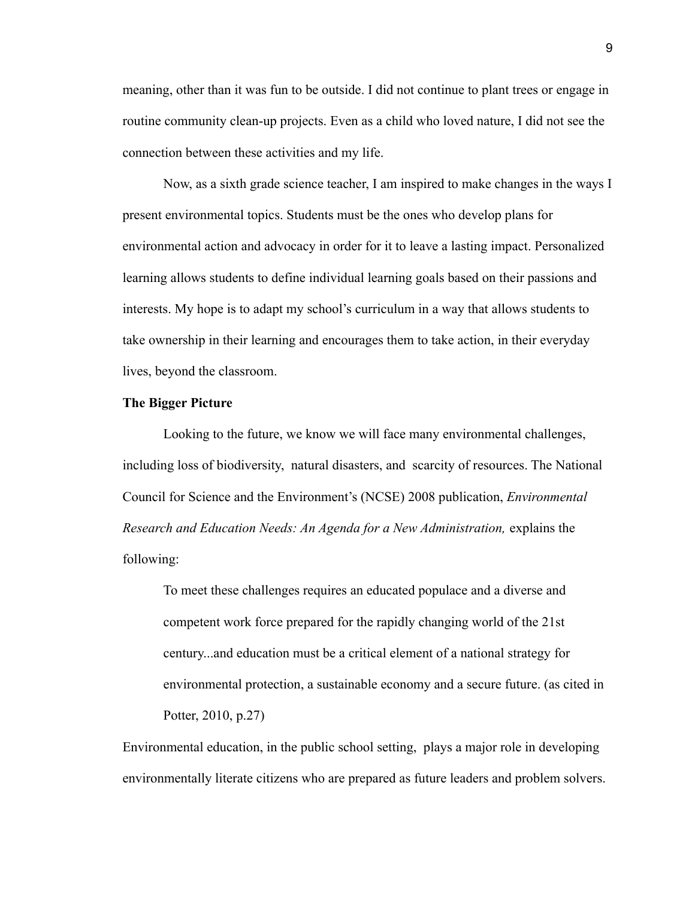meaning, other than it was fun to be outside. I did not continue to plant trees or engage in routine community clean-up projects. Even as a child who loved nature, I did not see the connection between these activities and my life.

Now, as a sixth grade science teacher, I am inspired to make changes in the ways I present environmental topics. Students must be the ones who develop plans for environmental action and advocacy in order for it to leave a lasting impact. Personalized learning allows students to define individual learning goals based on their passions and interests. My hope is to adapt my school's curriculum in a way that allows students to take ownership in their learning and encourages them to take action, in their everyday lives, beyond the classroom.

**The Bigger Picture**

Looking to the future, we know we will face many environmental challenges, including loss of biodiversity, natural disasters, and scarcity of resources. The National Council for Science and the Environment's (NCSE) 2008 publication, *Environmental Research and Education Needs: An Agenda for a New Administration,* explains the following:

> To meet these challenges requires an educated populace and a diverse and competent work force prepared for the rapidly changing world of the 21st century...and education must be a critical element of a national strategy for environmental protection, a sustainable economy and a secure future. (as cited in Potter, 2010, p.27)

Environmental education, in the public school setting, plays a major role in developing environmentally literate citizens who are prepared as future leaders and problem solvers.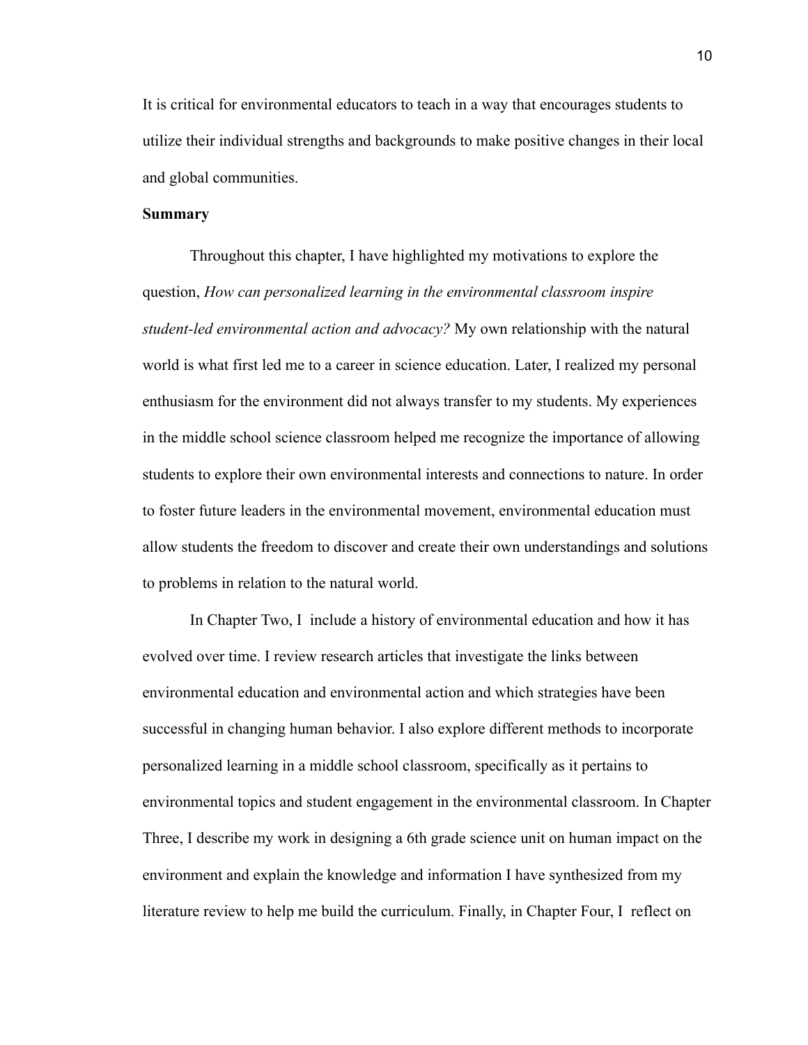It is critical for environmental educators to teach in a way that encourages students to utilize their individual strengths and backgrounds to make positive changes in their local and global communities.

**Summary**

Throughout this chapter, I have highlighted my motivations to explore the question, *How can personalized learning in the environmental classroom inspire student-led environmental action and advocacy?* My own relationship with the natural world is what first led me to a career in science education. Later, I realized my personal enthusiasm for the environment did not always transfer to my students. My experiences in the middle school science classroom helped me recognize the importance of allowing students to explore their own environmental interests and connections to nature. In order to foster future leaders in the environmental movement, environmental education must allow students the freedom to discover and create their own understandings and solutions to problems in relation to the natural world.

In Chapter Two, I include a history of environmental education and how it has evolved over time. I review research articles that investigate the links between environmental education and environmental action and which strategies have been successful in changing human behavior. I also explore different methods to incorporate personalized learning in a middle school classroom, specifically as it pertains to environmental topics and student engagement in the environmental classroom. In Chapter Three, I describe my work in designing a 6th grade science unit on human impact on the environment and explain the knowledge and information I have synthesized from my literature review to help me build the curriculum. Finally, in Chapter Four, I reflect on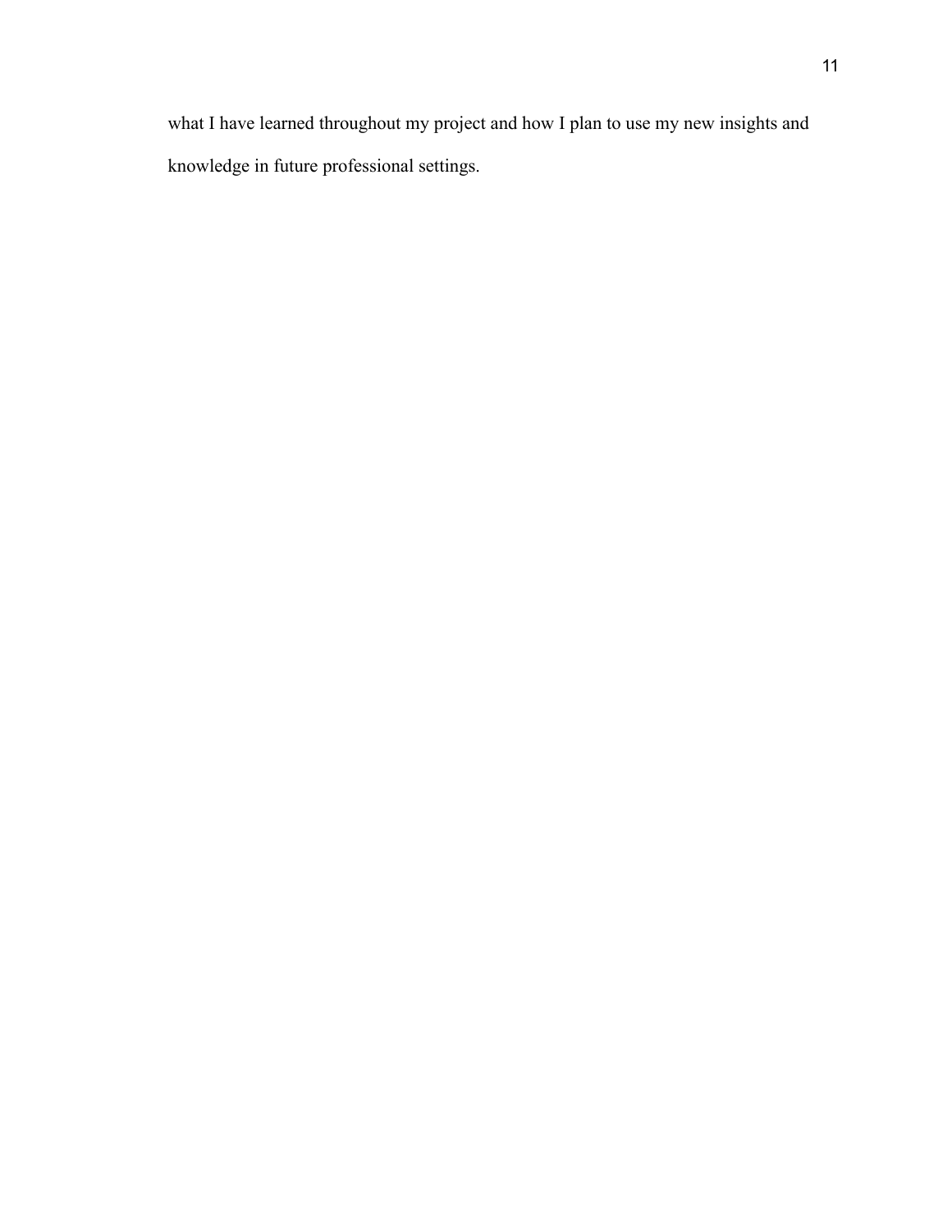what I have learned throughout my project and how I plan to use my new insights and knowledge in future professional settings.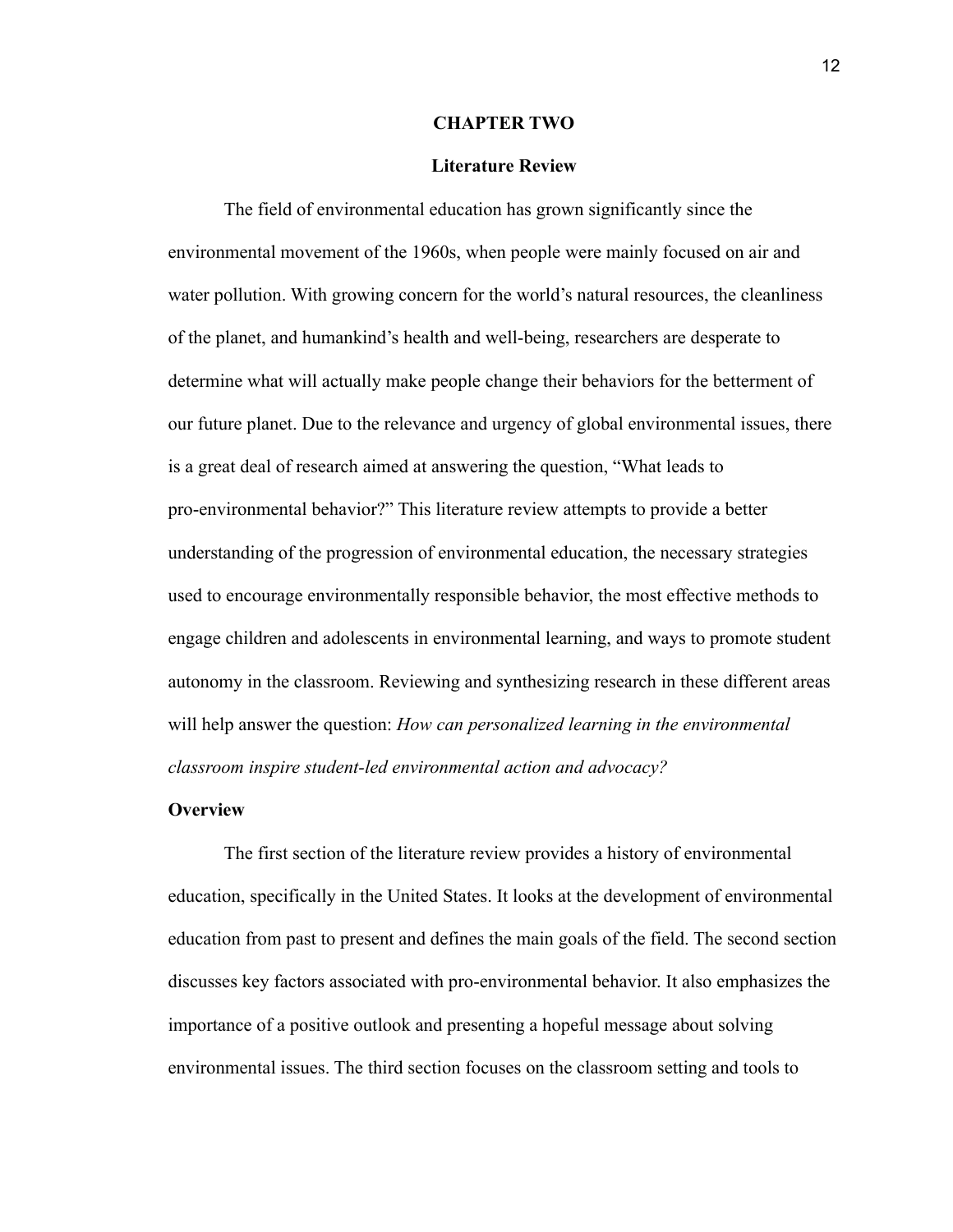# CHAPTER TWO

## Literature Review

The field of environmental education has grown significantly since the environmental movement of the 1960s, when people were mainly focused on air and water pollution. With growing concern for the world's natural resources, the cleanliness of the planet, and humankind's health and well-being, researchers are desperate to determine what will actually make people change their behaviors for the betterment of our future planet. Due to the relevance and urgency of global environmental issues, there is a great deal of research aimed at answering the question, "What leads to pro-environmental behavior?" This literature review attempts to provide a better understanding of the progression of environmental education, the necessary strategies used to encourage environmentally responsible behavior, the most effective methods to engage children and adolescents in environmental learning, and ways to promote student autonomy in the classroom. Reviewing and synthesizing research in these different areas will help answer the question: *How can personalized learning in the environmental classroom inspire student-led environmental action and advocacy?*

### Overview

The first section of the literature review provides a history of environmental education, specifically in the United States. It looks at the development of environmental education from past to present and defines the main goals of the field. The second section discusses key factors associated with pro-environmental behavior. It also emphasizes the importance of a positive outlook and presenting a hopeful message about solving environmental issues. The third section focuses on the classroom setting and tools to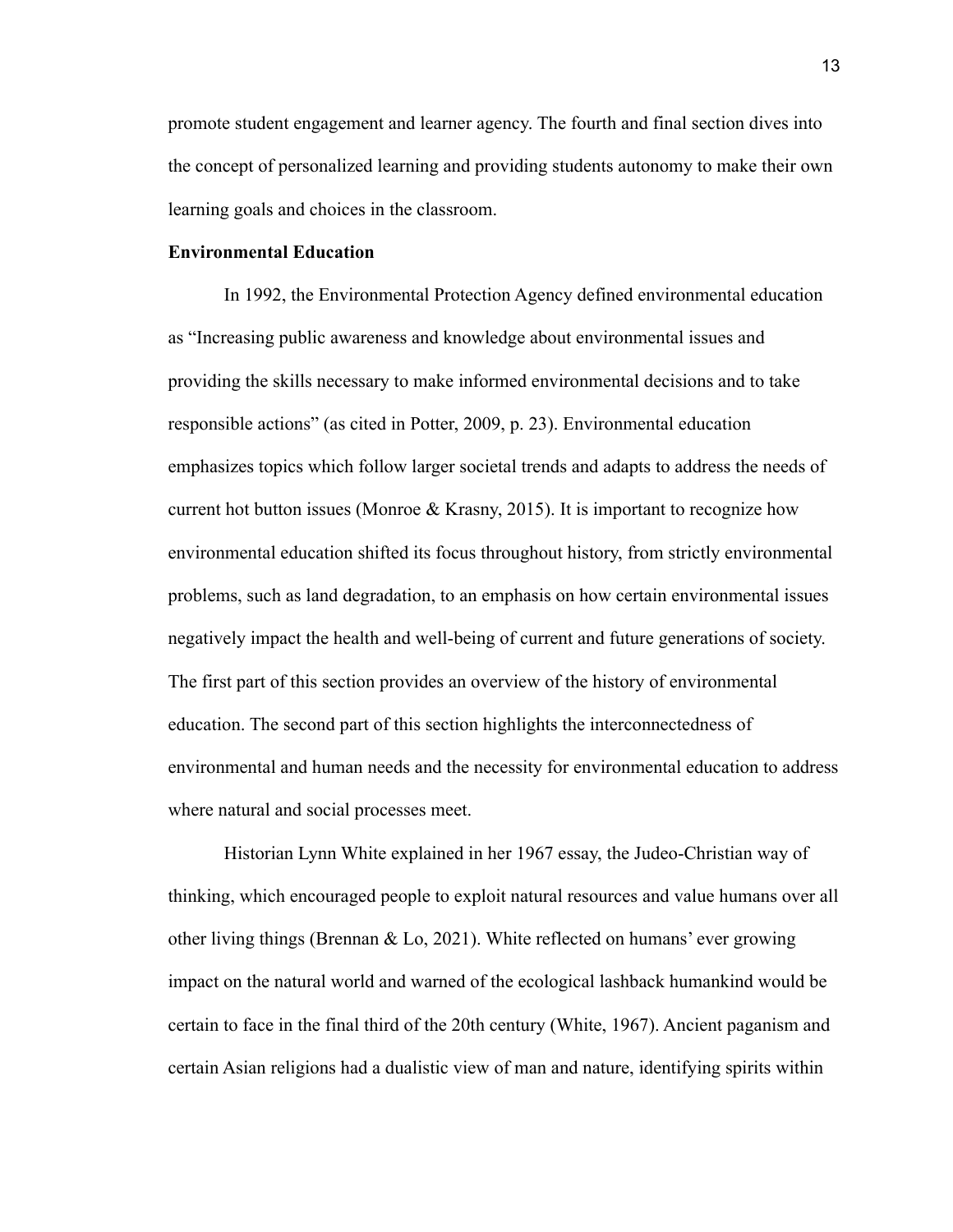promote student engagement and learner agency. The fourth and final section dives into the concept of personalized learning and providing students autonomy to make their own learning goals and choices in the classroom.

**Environmental Education**

In 1992, the Environmental Protection Agency defined environmental education as "Increasing public awareness and knowledge about environmental issues and providing the skills necessary to make informed environmental decisions and to take responsible actions" (as cited in Potter, 2009, p. 23). Environmental education emphasizes topics which follow larger societal trends and adapts to address the needs of current hot button issues (Monroe & Krasny, 2015). It is important to recognize how environmental education shifted its focus throughout history, from strictly environmental problems, such as land degradation, to an emphasis on how certain environmental issues negatively impact the health and well-being of current and future generations of society. The first part of this section provides an overview of the history of environmental education. The second part of this section highlights the interconnectedness of environmental and human needs and the necessity for environmental education to address where natural and social processes meet.

Historian Lynn White explained in her 1967 essay, the Judeo-Christian way of thinking, which encouraged people to exploit natural resources and value humans over all other living things (Brennan & Lo, 2021). White reflected on humans' ever growing impact on the natural world and warned of the ecological lashback humankind would be certain to face in the final third of the 20th century (White, 1967). Ancient paganism and certain Asian religions had a dualistic view of man and nature, identifying spirits within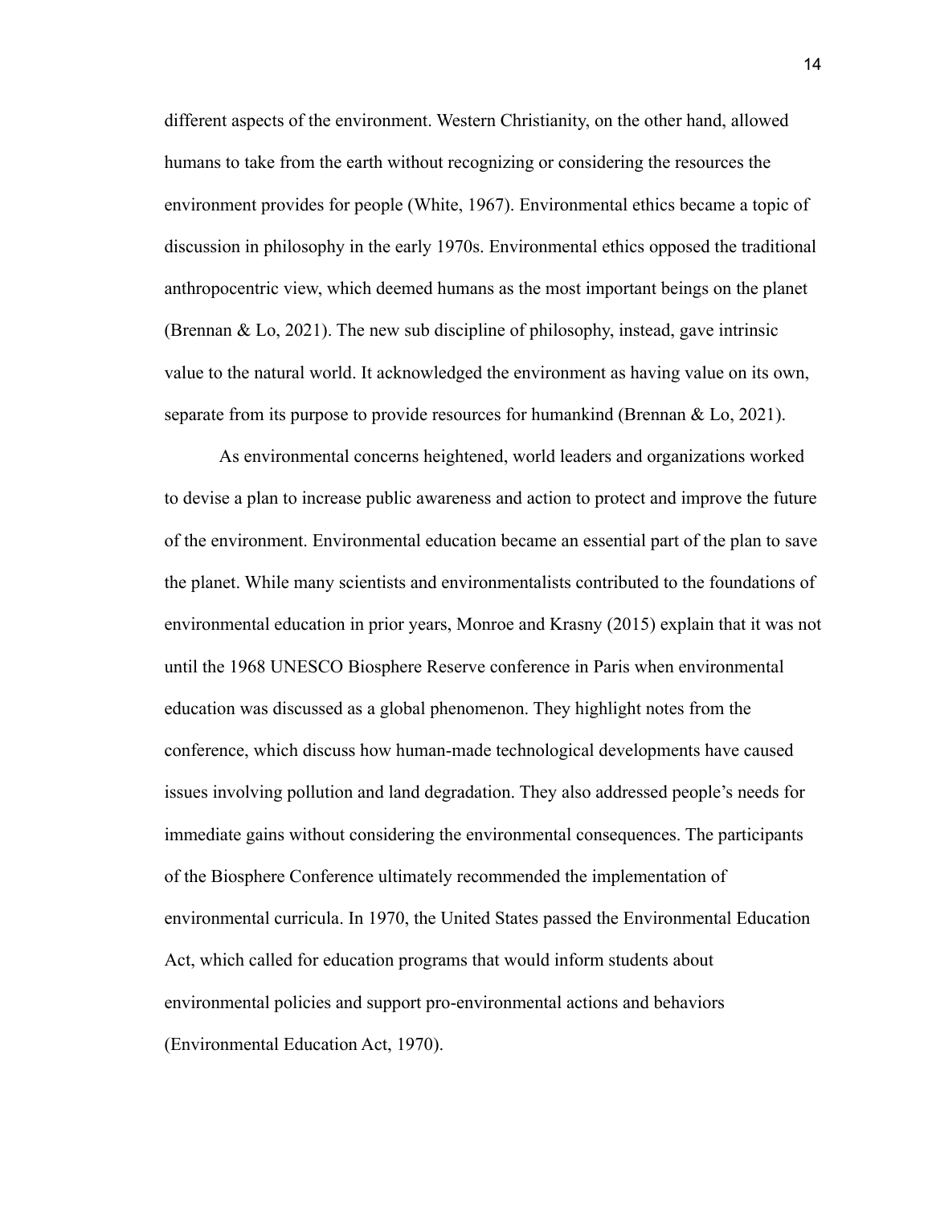different aspects of the environment. Western Christianity, on the other hand, allowed humans to take from the earth without recognizing or considering the resources the environment provides for people (White, 1967). Environmental ethics became a topic of discussion in philosophy in the early 1970s. Environmental ethics opposed the traditional anthropocentric view, which deemed humans as the most important beings on the planet (Brennan & Lo, 2021). The new sub discipline of philosophy, instead, gave intrinsic value to the natural world. It acknowledged the environment as having value on its own, separate from its purpose to provide resources for humankind (Brennan & Lo, 2021).

As environmental concerns heightened, world leaders and organizations worked to devise a plan to increase public awareness and action to protect and improve the future of the environment. Environmental education became an essential part of the plan to save the planet. While many scientists and environmentalists contributed to the foundations of environmental education in prior years, Monroe and Krasny (2015) explain that it was not until the 1968 UNESCO Biosphere Reserve conference in Paris when environmental education was discussed as a global phenomenon. They highlight notes from the conference, which discuss how human-made technological developments have caused issues involving pollution and land degradation. They also addressed people's needs for immediate gains without considering the environmental consequences. The participants of the Biosphere Conference ultimately recommended the implementation of environmental curricula. In 1970, the United States passed the Environmental Education Act, which called for education programs that would inform students about environmental policies and support pro-environmental actions and behaviors (Environmental Education Act, 1970).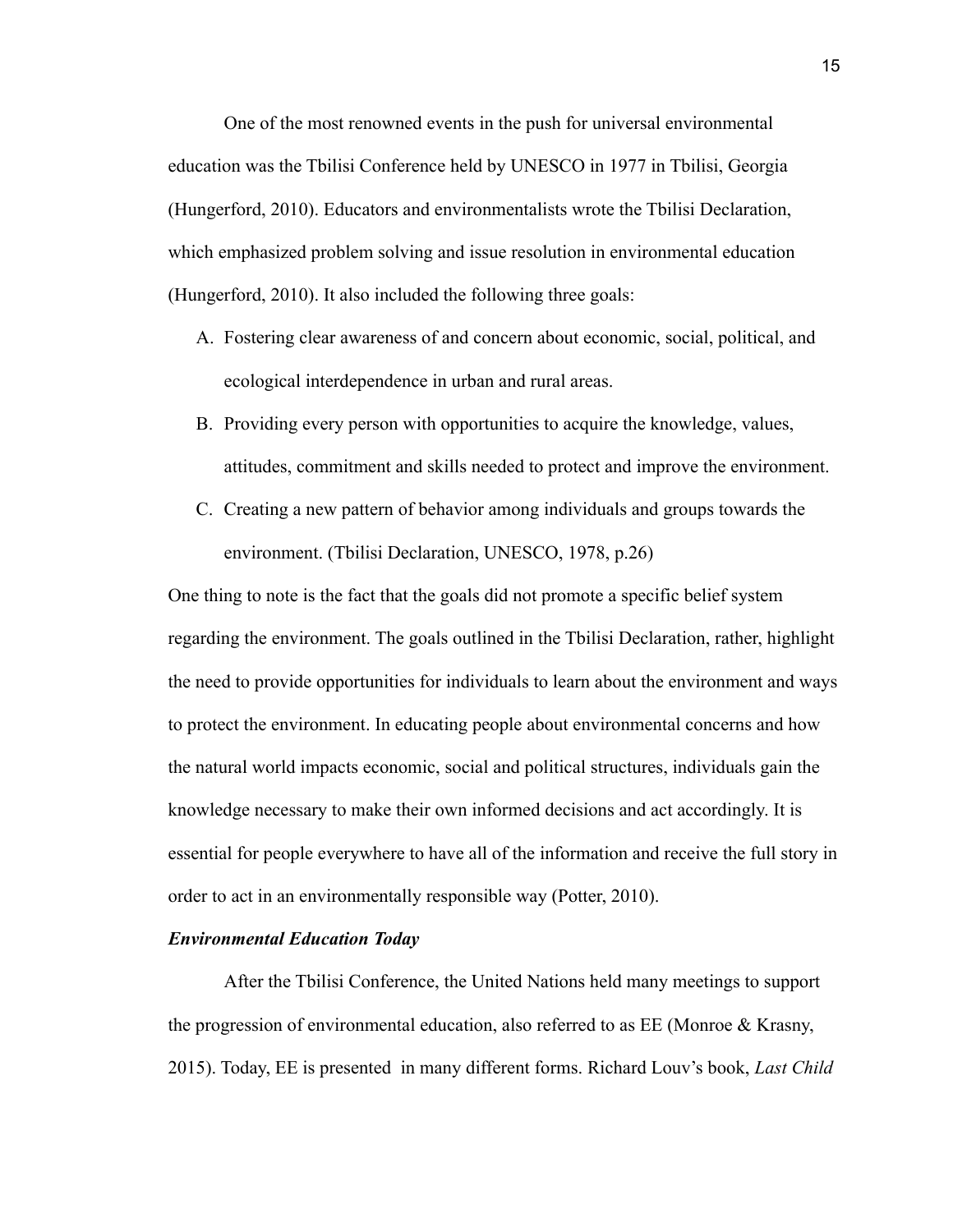One of the most renowned events in the push for universal environmental education was the Tbilisi Conference held by UNESCO in 1977 in Tbilisi, Georgia (Hungerford, 2010). Educators and environmentalists wrote the Tbilisi Declaration, which emphasized problem solving and issue resolution in environmental education (Hungerford, 2010). It also included the following three goals:

A. Fostering clear awareness of and concern about economic, social, political, and ecological interdependence in urban and rural areas.
B. Providing every person with opportunities to acquire the knowledge, values, attitudes, commitment and skills needed to protect and improve the environment.
C. Creating a new pattern of behavior among individuals and groups towards the environment. (Tbilisi Declaration, UNESCO, 1978, p.26)

One thing to note is the fact that the goals did not promote a specific belief system regarding the environment. The goals outlined in the Tbilisi Declaration, rather, highlight the need to provide opportunities for individuals to learn about the environment and ways to protect the environment. In educating people about environmental concerns and how the natural world impacts economic, social and political structures, individuals gain the knowledge necessary to make their own informed decisions and act accordingly. It is essential for people everywhere to have all of the information and receive the full story in order to act in an environmentally responsible way (Potter, 2010).

***Environmental Education Today***

After the Tbilisi Conference, the United Nations held many meetings to support the progression of environmental education, also referred to as EE (Monroe & Krasny, 2015). Today, EE is presented in many different forms. Richard Louv's book, *Last Child*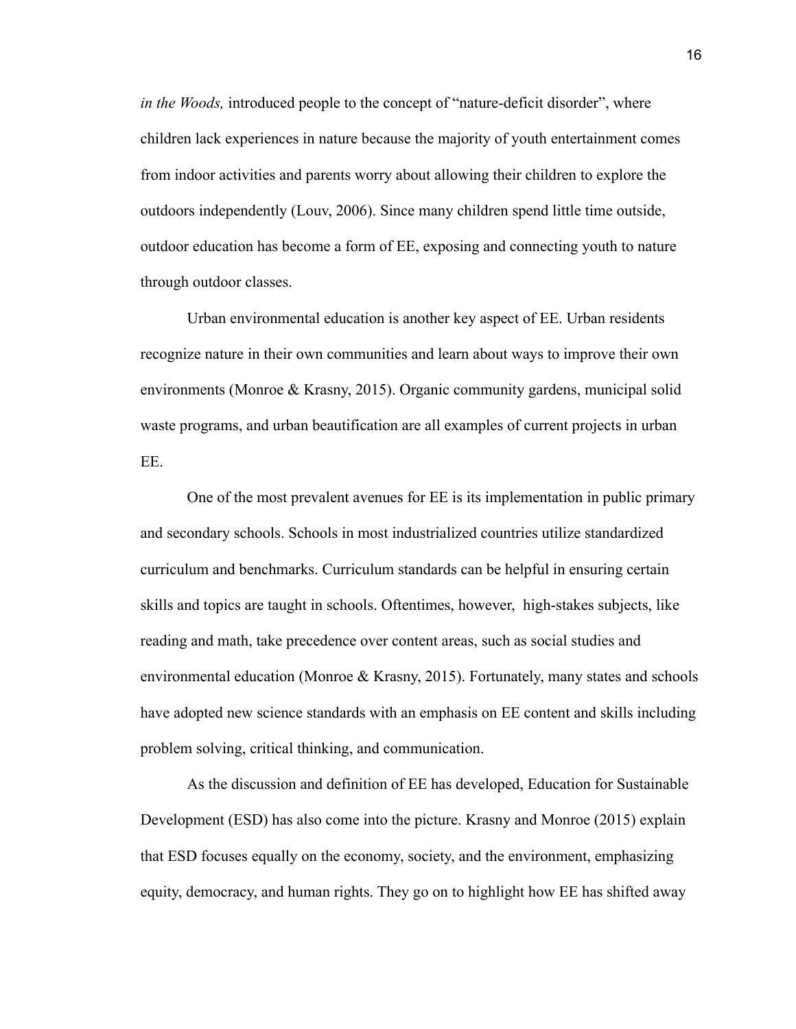*in the Woods,* introduced people to the concept of "nature-deficit disorder", where children lack experiences in nature because the majority of youth entertainment comes from indoor activities and parents worry about allowing their children to explore the outdoors independently (Louv, 2006). Since many children spend little time outside, outdoor education has become a form of EE, exposing and connecting youth to nature through outdoor classes.

Urban environmental education is another key aspect of EE. Urban residents recognize nature in their own communities and learn about ways to improve their own environments (Monroe & Krasny, 2015). Organic community gardens, municipal solid waste programs, and urban beautification are all examples of current projects in urban EE.

One of the most prevalent avenues for EE is its implementation in public primary and secondary schools. Schools in most industrialized countries utilize standardized curriculum and benchmarks. Curriculum standards can be helpful in ensuring certain skills and topics are taught in schools. Oftentimes, however, high-stakes subjects, like reading and math, take precedence over content areas, such as social studies and environmental education (Monroe & Krasny, 2015). Fortunately, many states and schools have adopted new science standards with an emphasis on EE content and skills including problem solving, critical thinking, and communication.

As the discussion and definition of EE has developed, Education for Sustainable Development (ESD) has also come into the picture. Krasny and Monroe (2015) explain that ESD focuses equally on the economy, society, and the environment, emphasizing equity, democracy, and human rights. They go on to highlight how EE has shifted away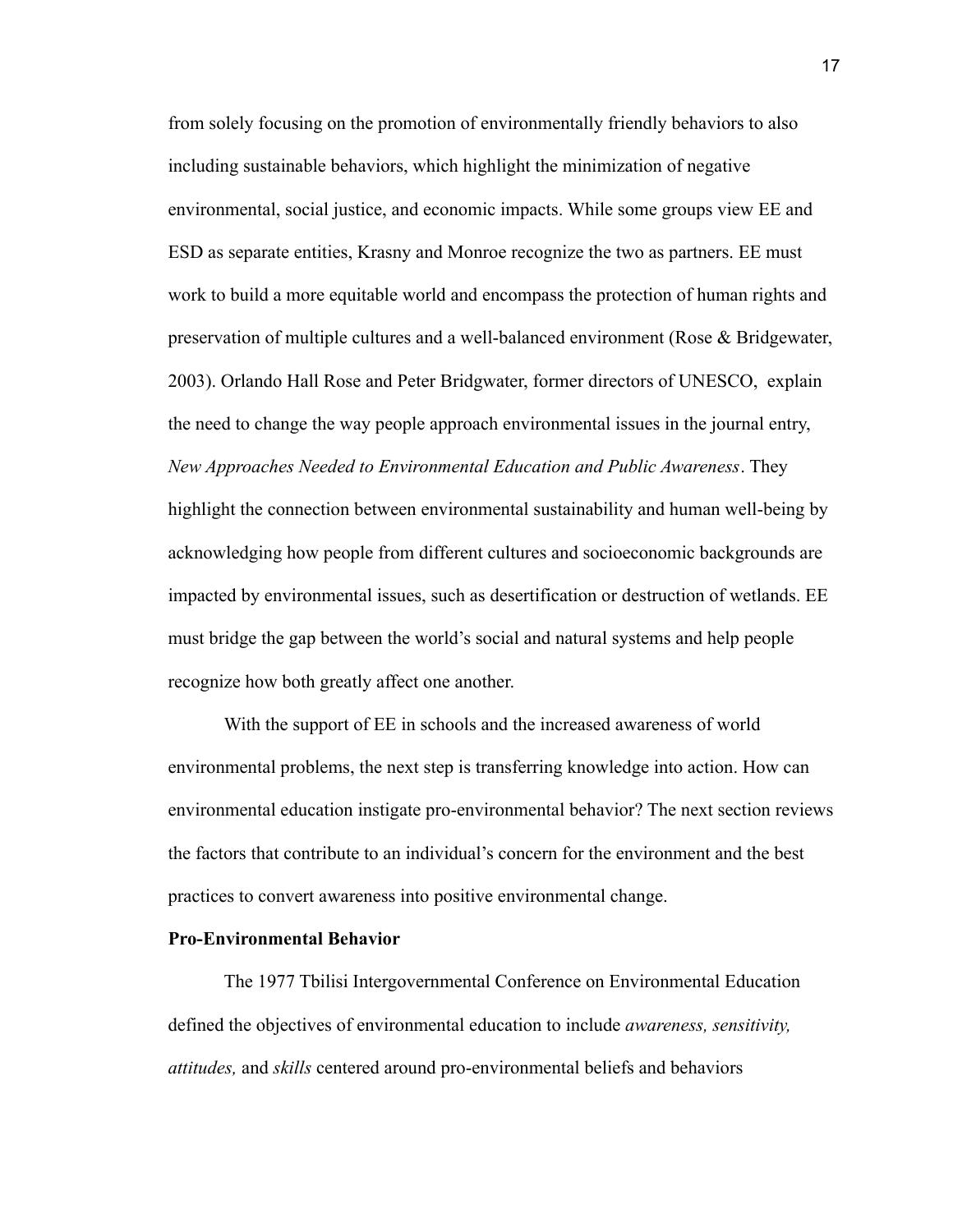from solely focusing on the promotion of environmentally friendly behaviors to also including sustainable behaviors, which highlight the minimization of negative environmental, social justice, and economic impacts. While some groups view EE and ESD as separate entities, Krasny and Monroe recognize the two as partners. EE must work to build a more equitable world and encompass the protection of human rights and preservation of multiple cultures and a well-balanced environment (Rose & Bridgewater, 2003). Orlando Hall Rose and Peter Bridgwater, former directors of UNESCO, explain the need to change the way people approach environmental issues in the journal entry, *New Approaches Needed to Environmental Education and Public Awareness*. They highlight the connection between environmental sustainability and human well-being by acknowledging how people from different cultures and socioeconomic backgrounds are impacted by environmental issues, such as desertification or destruction of wetlands. EE must bridge the gap between the world's social and natural systems and help people recognize how both greatly affect one another.

With the support of EE in schools and the increased awareness of world environmental problems, the next step is transferring knowledge into action. How can environmental education instigate pro-environmental behavior? The next section reviews the factors that contribute to an individual's concern for the environment and the best practices to convert awareness into positive environmental change.

**Pro-Environmental Behavior**

The 1977 Tbilisi Intergovernmental Conference on Environmental Education defined the objectives of environmental education to include *awareness, sensitivity, attitudes,* and *skills* centered around pro-environmental beliefs and behaviors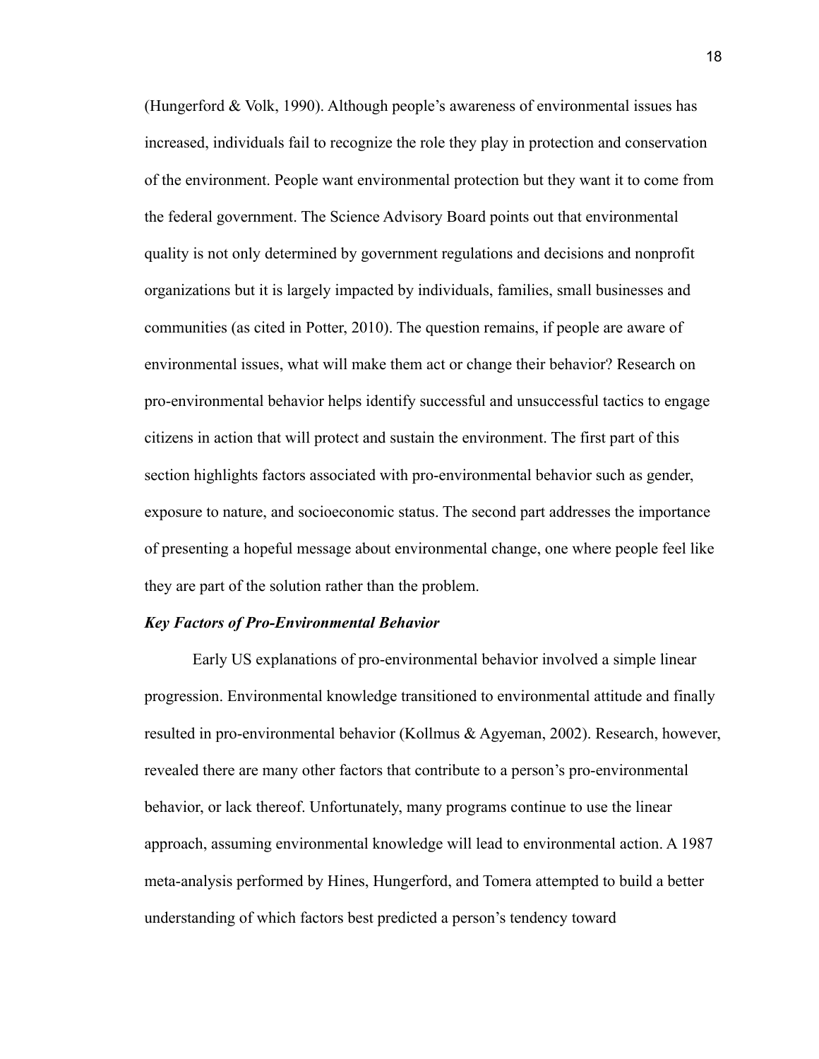(Hungerford & Volk, 1990). Although people's awareness of environmental issues has increased, individuals fail to recognize the role they play in protection and conservation of the environment. People want environmental protection but they want it to come from the federal government. The Science Advisory Board points out that environmental quality is not only determined by government regulations and decisions and nonprofit organizations but it is largely impacted by individuals, families, small businesses and communities (as cited in Potter, 2010). The question remains, if people are aware of environmental issues, what will make them act or change their behavior? Research on pro-environmental behavior helps identify successful and unsuccessful tactics to engage citizens in action that will protect and sustain the environment. The first part of this section highlights factors associated with pro-environmental behavior such as gender, exposure to nature, and socioeconomic status. The second part addresses the importance of presenting a hopeful message about environmental change, one where people feel like they are part of the solution rather than the problem.

***Key Factors of Pro-Environmental Behavior***

Early US explanations of pro-environmental behavior involved a simple linear progression. Environmental knowledge transitioned to environmental attitude and finally resulted in pro-environmental behavior (Kollmus & Agyeman, 2002). Research, however, revealed there are many other factors that contribute to a person's pro-environmental behavior, or lack thereof. Unfortunately, many programs continue to use the linear approach, assuming environmental knowledge will lead to environmental action. A 1987 meta-analysis performed by Hines, Hungerford, and Tomera attempted to build a better understanding of which factors best predicted a person's tendency toward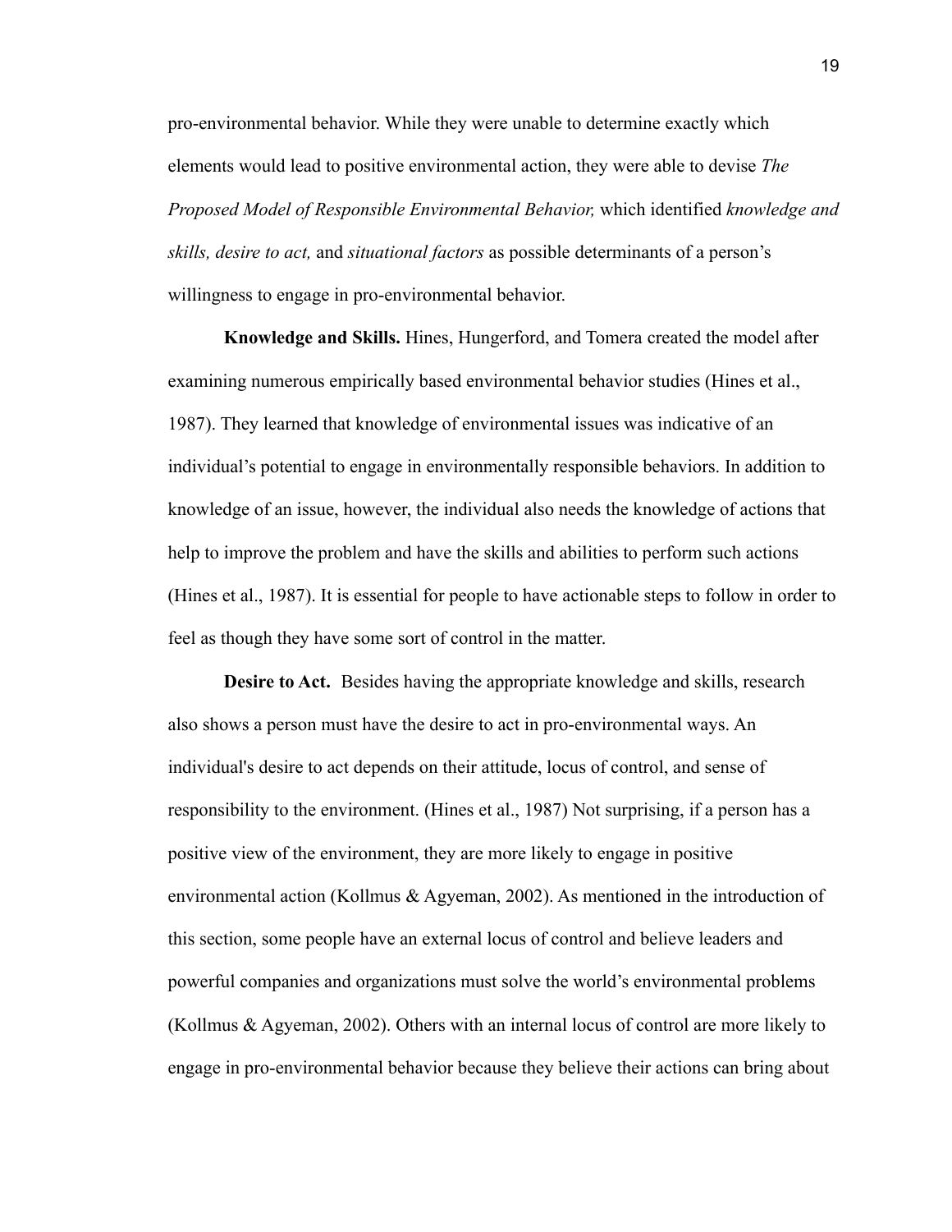pro-environmental behavior. While they were unable to determine exactly which elements would lead to positive environmental action, they were able to devise *The Proposed Model of Responsible Environmental Behavior,* which identified *knowledge and skills, desire to act,* and *situational factors* as possible determinants of a person's willingness to engage in pro-environmental behavior.

**Knowledge and Skills.** Hines, Hungerford, and Tomera created the model after examining numerous empirically based environmental behavior studies (Hines et al., 1987). They learned that knowledge of environmental issues was indicative of an individual's potential to engage in environmentally responsible behaviors. In addition to knowledge of an issue, however, the individual also needs the knowledge of actions that help to improve the problem and have the skills and abilities to perform such actions (Hines et al., 1987). It is essential for people to have actionable steps to follow in order to feel as though they have some sort of control in the matter.

**Desire to Act.** Besides having the appropriate knowledge and skills, research also shows a person must have the desire to act in pro-environmental ways. An individual's desire to act depends on their attitude, locus of control, and sense of responsibility to the environment. (Hines et al., 1987) Not surprising, if a person has a positive view of the environment, they are more likely to engage in positive environmental action (Kollmus & Agyeman, 2002). As mentioned in the introduction of this section, some people have an external locus of control and believe leaders and powerful companies and organizations must solve the world's environmental problems (Kollmus & Agyeman, 2002). Others with an internal locus of control are more likely to engage in pro-environmental behavior because they believe their actions can bring about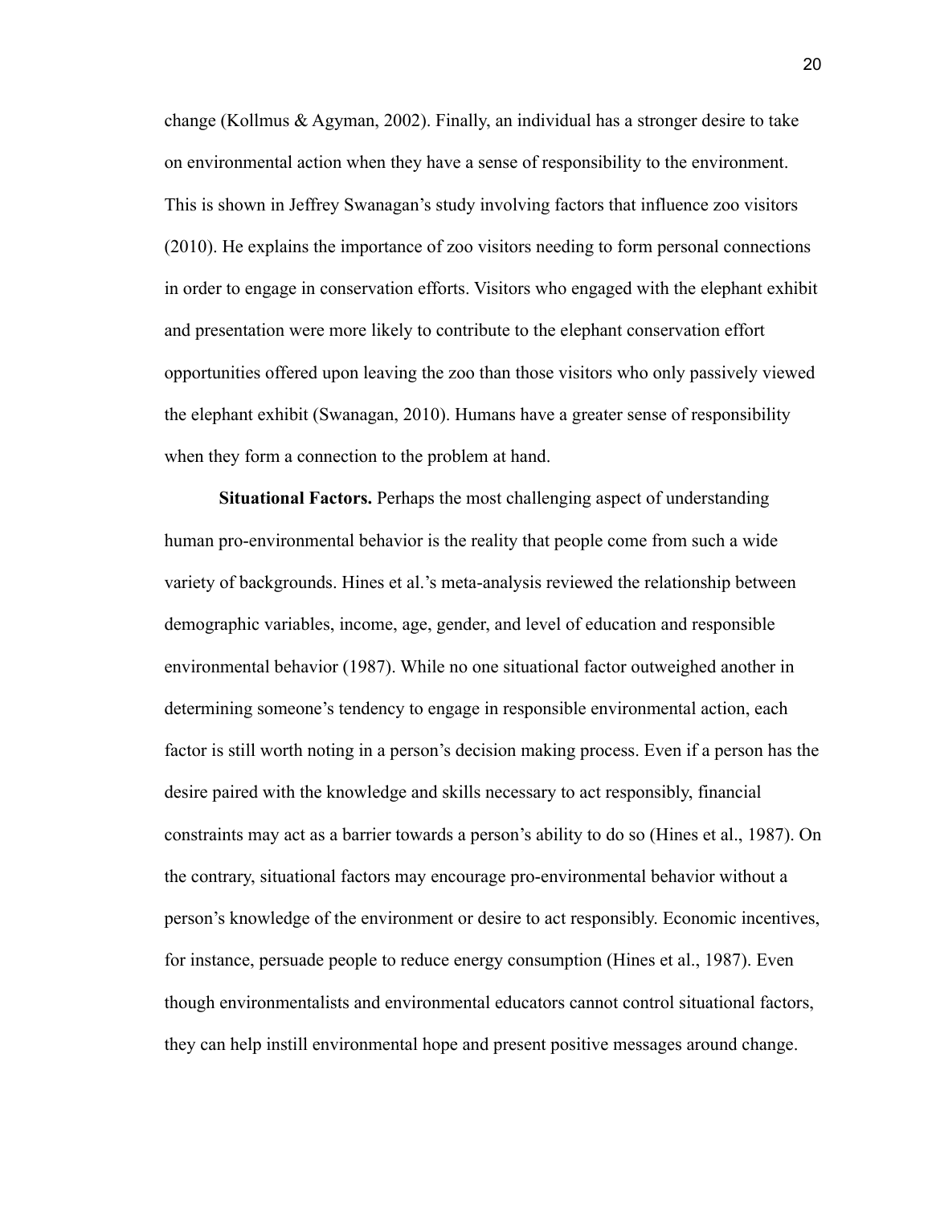change (Kollmus & Agyman, 2002). Finally, an individual has a stronger desire to take on environmental action when they have a sense of responsibility to the environment. This is shown in Jeffrey Swanagan's study involving factors that influence zoo visitors (2010). He explains the importance of zoo visitors needing to form personal connections in order to engage in conservation efforts. Visitors who engaged with the elephant exhibit and presentation were more likely to contribute to the elephant conservation effort opportunities offered upon leaving the zoo than those visitors who only passively viewed the elephant exhibit (Swanagan, 2010). Humans have a greater sense of responsibility when they form a connection to the problem at hand.

**Situational Factors.** Perhaps the most challenging aspect of understanding human pro-environmental behavior is the reality that people come from such a wide variety of backgrounds. Hines et al.'s meta-analysis reviewed the relationship between demographic variables, income, age, gender, and level of education and responsible environmental behavior (1987). While no one situational factor outweighed another in determining someone's tendency to engage in responsible environmental action, each factor is still worth noting in a person's decision making process. Even if a person has the desire paired with the knowledge and skills necessary to act responsibly, financial constraints may act as a barrier towards a person's ability to do so (Hines et al., 1987). On the contrary, situational factors may encourage pro-environmental behavior without a person's knowledge of the environment or desire to act responsibly. Economic incentives, for instance, persuade people to reduce energy consumption (Hines et al., 1987). Even though environmentalists and environmental educators cannot control situational factors, they can help instill environmental hope and present positive messages around change.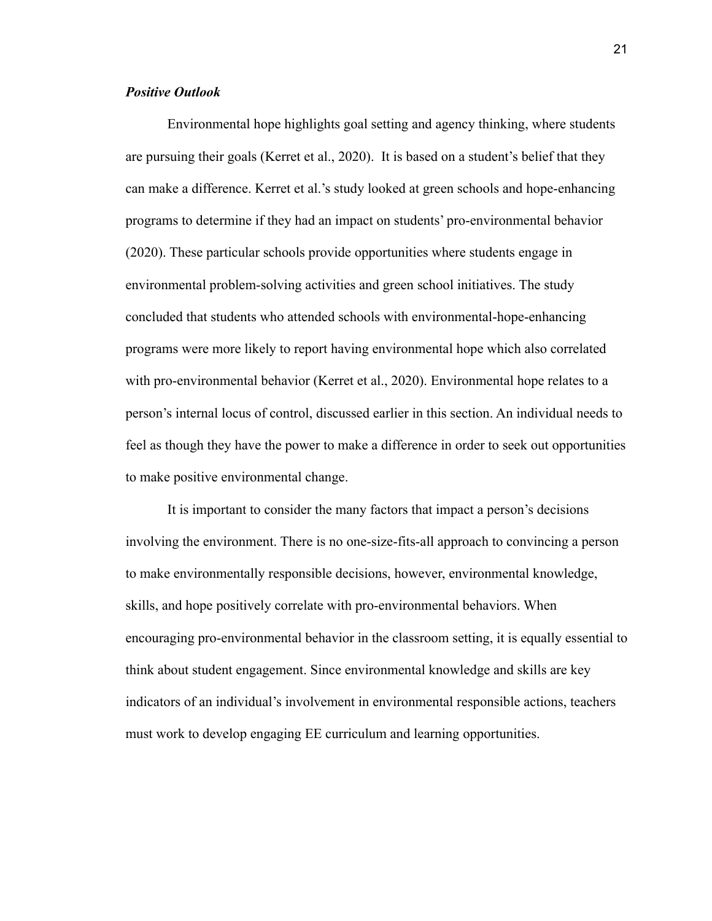### ***Positive Outlook***

Environmental hope highlights goal setting and agency thinking, where students are pursuing their goals (Kerret et al., 2020). It is based on a student's belief that they can make a difference. Kerret et al.'s study looked at green schools and hope-enhancing programs to determine if they had an impact on students' pro-environmental behavior (2020). These particular schools provide opportunities where students engage in environmental problem-solving activities and green school initiatives. The study concluded that students who attended schools with environmental-hope-enhancing programs were more likely to report having environmental hope which also correlated with pro-environmental behavior (Kerret et al., 2020). Environmental hope relates to a person's internal locus of control, discussed earlier in this section. An individual needs to feel as though they have the power to make a difference in order to seek out opportunities to make positive environmental change.

It is important to consider the many factors that impact a person's decisions involving the environment. There is no one-size-fits-all approach to convincing a person to make environmentally responsible decisions, however, environmental knowledge, skills, and hope positively correlate with pro-environmental behaviors. When encouraging pro-environmental behavior in the classroom setting, it is equally essential to think about student engagement. Since environmental knowledge and skills are key indicators of an individual's involvement in environmental responsible actions, teachers must work to develop engaging EE curriculum and learning opportunities.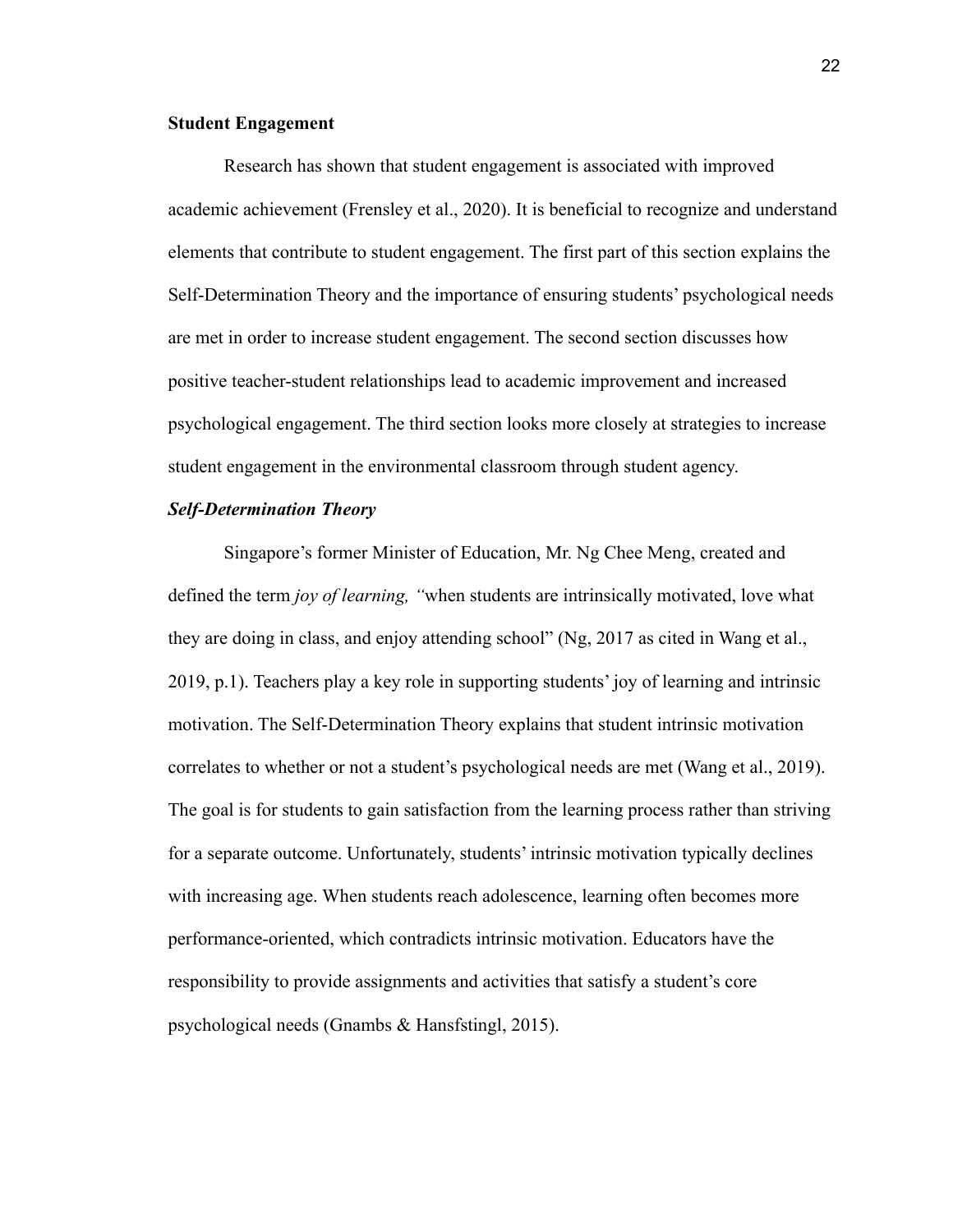**Student Engagement**

Research has shown that student engagement is associated with improved academic achievement (Frensley et al., 2020). It is beneficial to recognize and understand elements that contribute to student engagement. The first part of this section explains the Self-Determination Theory and the importance of ensuring students' psychological needs are met in order to increase student engagement. The second section discusses how positive teacher-student relationships lead to academic improvement and increased psychological engagement. The third section looks more closely at strategies to increase student engagement in the environmental classroom through student agency.

***Self-Determination Theory***

Singapore's former Minister of Education, Mr. Ng Chee Meng, created and defined the term *joy of learning, "*when students are intrinsically motivated, love what they are doing in class, and enjoy attending school" (Ng, 2017 as cited in Wang et al., 2019, p.1). Teachers play a key role in supporting students' joy of learning and intrinsic motivation. The Self-Determination Theory explains that student intrinsic motivation correlates to whether or not a student's psychological needs are met (Wang et al., 2019). The goal is for students to gain satisfaction from the learning process rather than striving for a separate outcome. Unfortunately, students' intrinsic motivation typically declines with increasing age. When students reach adolescence, learning often becomes more performance-oriented, which contradicts intrinsic motivation. Educators have the responsibility to provide assignments and activities that satisfy a student's core psychological needs (Gnambs & Hansfstingl, 2015).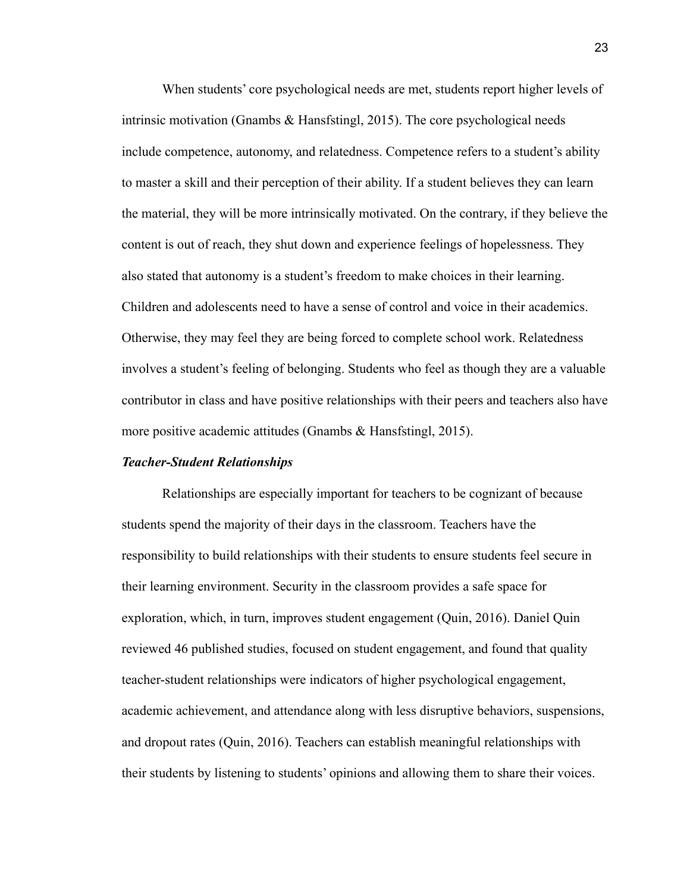When students' core psychological needs are met, students report higher levels of intrinsic motivation (Gnambs & Hansfstingl, 2015). The core psychological needs include competence, autonomy, and relatedness. Competence refers to a student's ability to master a skill and their perception of their ability. If a student believes they can learn the material, they will be more intrinsically motivated. On the contrary, if they believe the content is out of reach, they shut down and experience feelings of hopelessness. They also stated that autonomy is a student's freedom to make choices in their learning. Children and adolescents need to have a sense of control and voice in their academics. Otherwise, they may feel they are being forced to complete school work. Relatedness involves a student's feeling of belonging. Students who feel as though they are a valuable contributor in class and have positive relationships with their peers and teachers also have more positive academic attitudes (Gnambs & Hansfstingl, 2015).

### ***Teacher-Student Relationships***

Relationships are especially important for teachers to be cognizant of because students spend the majority of their days in the classroom. Teachers have the responsibility to build relationships with their students to ensure students feel secure in their learning environment. Security in the classroom provides a safe space for exploration, which, in turn, improves student engagement (Quin, 2016). Daniel Quin reviewed 46 published studies, focused on student engagement, and found that quality teacher-student relationships were indicators of higher psychological engagement, academic achievement, and attendance along with less disruptive behaviors, suspensions, and dropout rates (Quin, 2016). Teachers can establish meaningful relationships with their students by listening to students' opinions and allowing them to share their voices.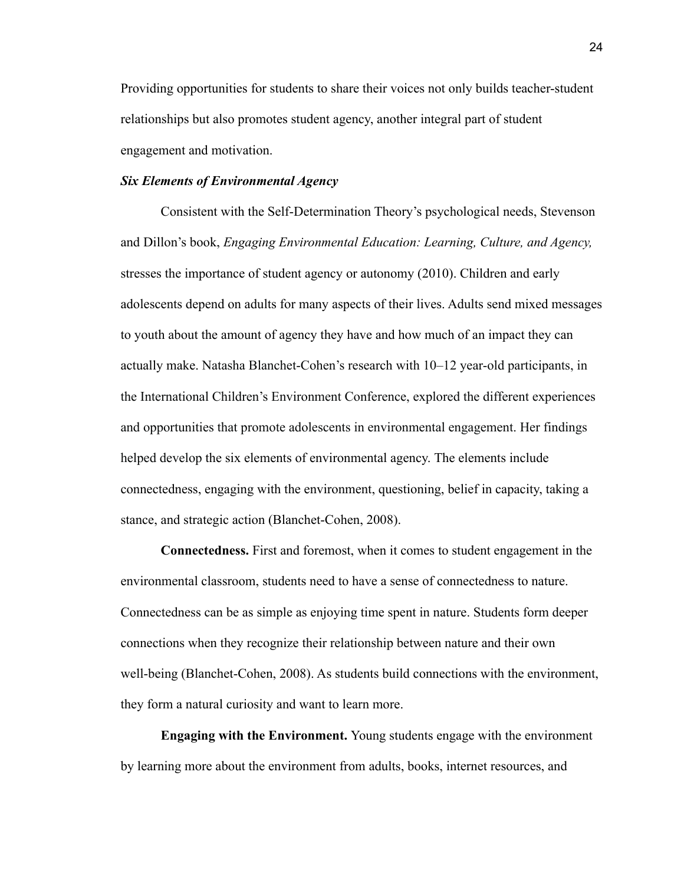Providing opportunities for students to share their voices not only builds teacher-student relationships but also promotes student agency, another integral part of student engagement and motivation.

### ***Six Elements of Environmental Agency***

Consistent with the Self-Determination Theory's psychological needs, Stevenson and Dillon's book, *Engaging Environmental Education: Learning, Culture, and Agency,* stresses the importance of student agency or autonomy (2010). Children and early adolescents depend on adults for many aspects of their lives. Adults send mixed messages to youth about the amount of agency they have and how much of an impact they can actually make. Natasha Blanchet-Cohen's research with 10–12 year-old participants, in the International Children's Environment Conference, explored the different experiences and opportunities that promote adolescents in environmental engagement. Her findings helped develop the six elements of environmental agency. The elements include connectedness, engaging with the environment, questioning, belief in capacity, taking a stance, and strategic action (Blanchet-Cohen, 2008).

**Connectedness.** First and foremost, when it comes to student engagement in the environmental classroom, students need to have a sense of connectedness to nature. Connectedness can be as simple as enjoying time spent in nature. Students form deeper connections when they recognize their relationship between nature and their own well-being (Blanchet-Cohen, 2008). As students build connections with the environment, they form a natural curiosity and want to learn more.

**Engaging with the Environment.** Young students engage with the environment by learning more about the environment from adults, books, internet resources, and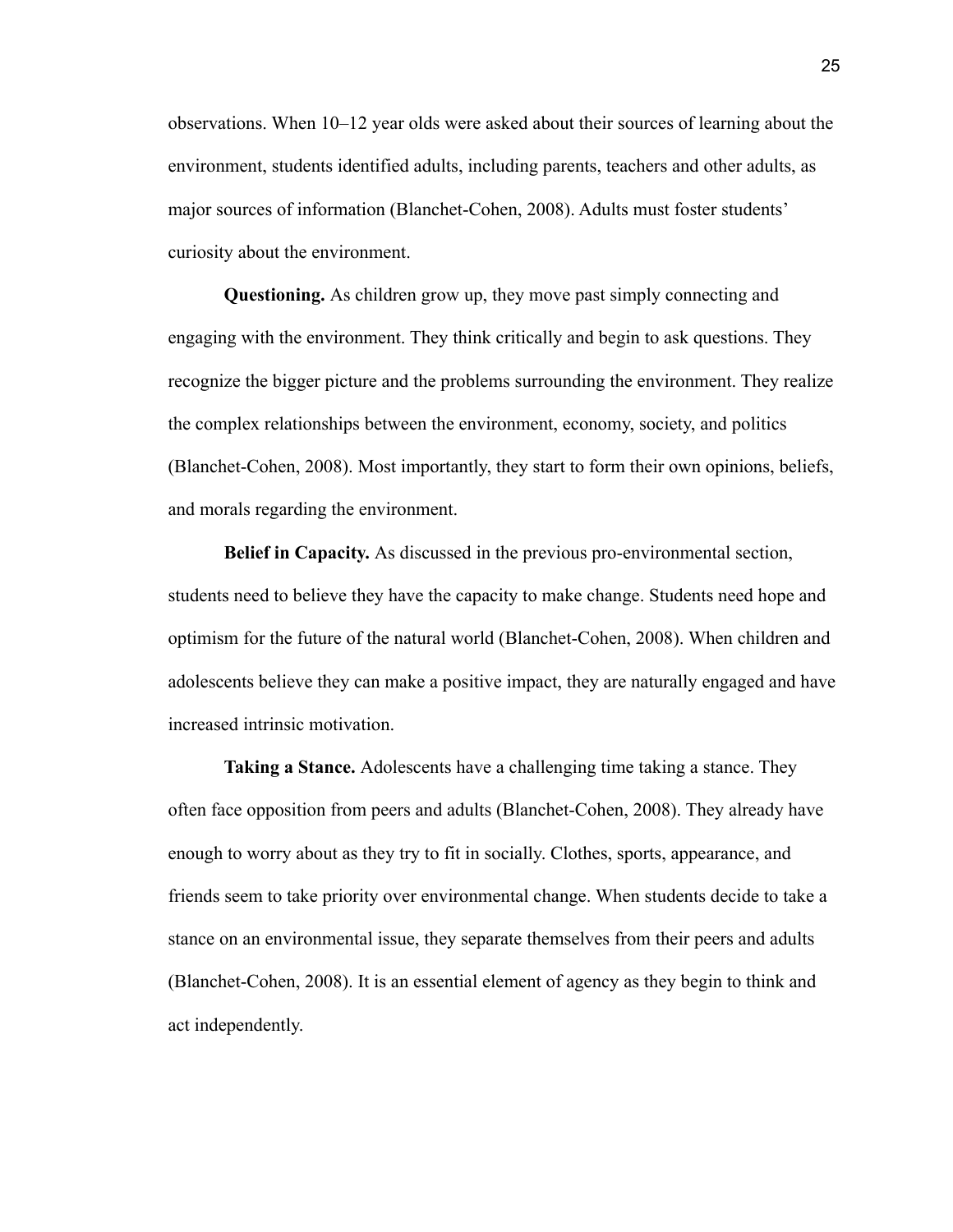observations. When 10–12 year olds were asked about their sources of learning about the environment, students identified adults, including parents, teachers and other adults, as major sources of information (Blanchet-Cohen, 2008). Adults must foster students' curiosity about the environment.

**Questioning.** As children grow up, they move past simply connecting and engaging with the environment. They think critically and begin to ask questions. They recognize the bigger picture and the problems surrounding the environment. They realize the complex relationships between the environment, economy, society, and politics (Blanchet-Cohen, 2008). Most importantly, they start to form their own opinions, beliefs, and morals regarding the environment.

**Belief in Capacity.** As discussed in the previous pro-environmental section, students need to believe they have the capacity to make change. Students need hope and optimism for the future of the natural world (Blanchet-Cohen, 2008). When children and adolescents believe they can make a positive impact, they are naturally engaged and have increased intrinsic motivation.

**Taking a Stance.** Adolescents have a challenging time taking a stance. They often face opposition from peers and adults (Blanchet-Cohen, 2008). They already have enough to worry about as they try to fit in socially. Clothes, sports, appearance, and friends seem to take priority over environmental change. When students decide to take a stance on an environmental issue, they separate themselves from their peers and adults (Blanchet-Cohen, 2008). It is an essential element of agency as they begin to think and act independently.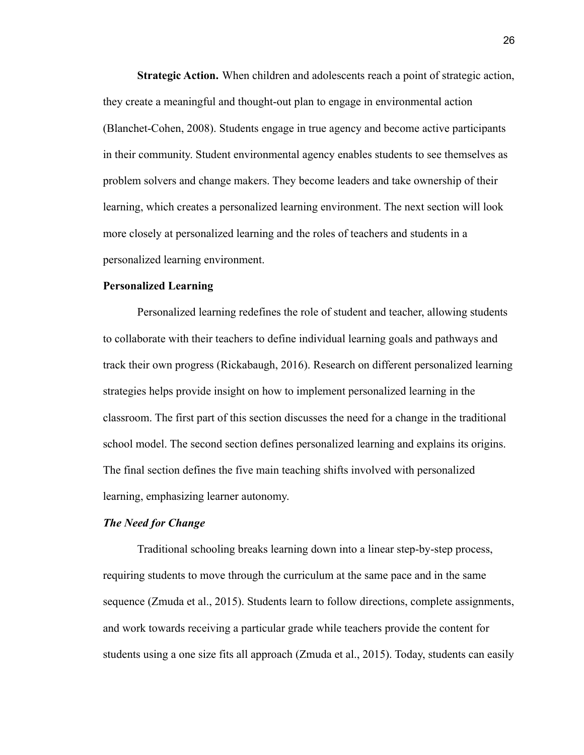**Strategic Action.** When children and adolescents reach a point of strategic action, they create a meaningful and thought-out plan to engage in environmental action (Blanchet-Cohen, 2008). Students engage in true agency and become active participants in their community. Student environmental agency enables students to see themselves as problem solvers and change makers. They become leaders and take ownership of their learning, which creates a personalized learning environment. The next section will look more closely at personalized learning and the roles of teachers and students in a personalized learning environment.

## Personalized Learning

Personalized learning redefines the role of student and teacher, allowing students to collaborate with their teachers to define individual learning goals and pathways and track their own progress (Rickabaugh, 2016). Research on different personalized learning strategies helps provide insight on how to implement personalized learning in the classroom. The first part of this section discusses the need for a change in the traditional school model. The second section defines personalized learning and explains its origins. The final section defines the five main teaching shifts involved with personalized learning, emphasizing learner autonomy.

### *The Need for Change*

Traditional schooling breaks learning down into a linear step-by-step process, requiring students to move through the curriculum at the same pace and in the same sequence (Zmuda et al., 2015). Students learn to follow directions, complete assignments, and work towards receiving a particular grade while teachers provide the content for students using a one size fits all approach (Zmuda et al., 2015). Today, students can easily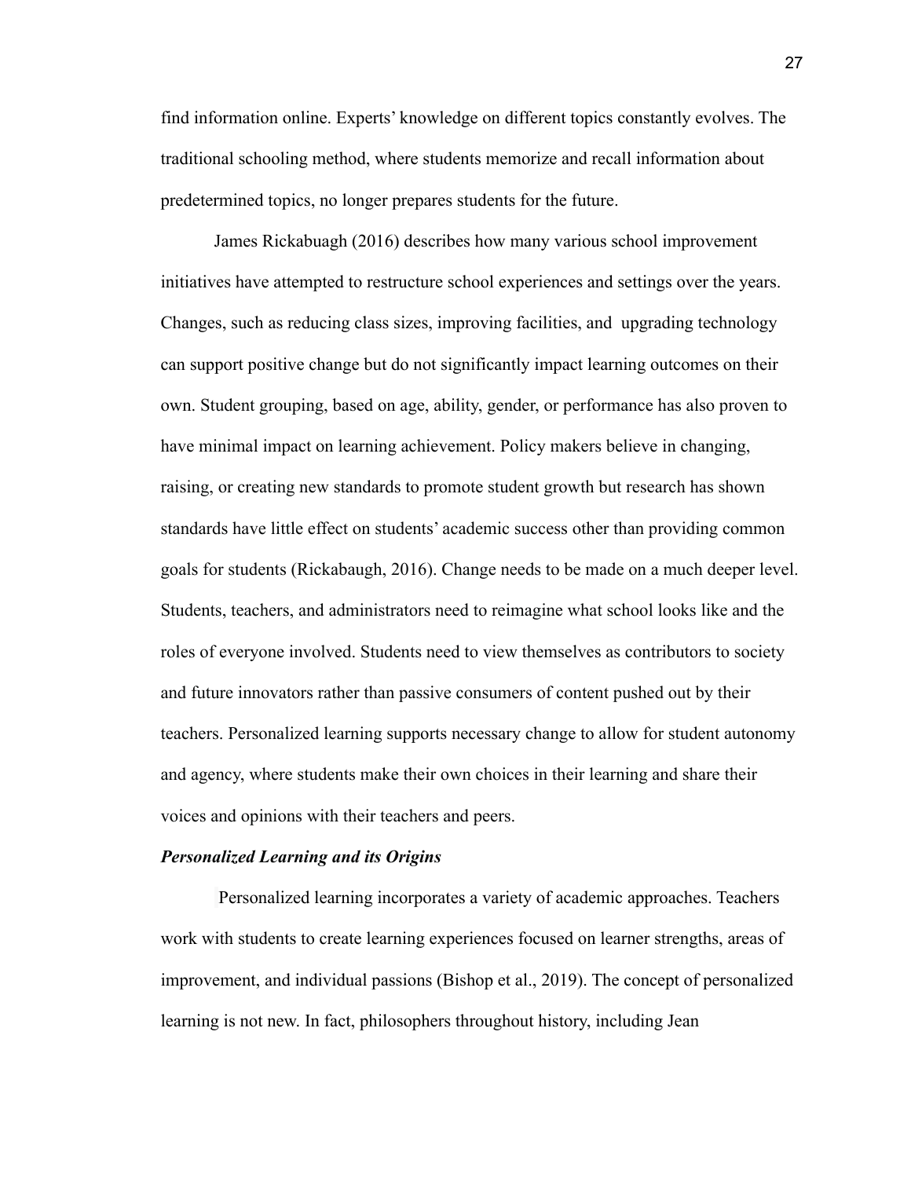find information online. Experts' knowledge on different topics constantly evolves. The traditional schooling method, where students memorize and recall information about predetermined topics, no longer prepares students for the future.

James Rickabuagh (2016) describes how many various school improvement initiatives have attempted to restructure school experiences and settings over the years. Changes, such as reducing class sizes, improving facilities, and upgrading technology can support positive change but do not significantly impact learning outcomes on their own. Student grouping, based on age, ability, gender, or performance has also proven to have minimal impact on learning achievement. Policy makers believe in changing, raising, or creating new standards to promote student growth but research has shown standards have little effect on students' academic success other than providing common goals for students (Rickabaugh, 2016). Change needs to be made on a much deeper level. Students, teachers, and administrators need to reimagine what school looks like and the roles of everyone involved. Students need to view themselves as contributors to society and future innovators rather than passive consumers of content pushed out by their teachers. Personalized learning supports necessary change to allow for student autonomy and agency, where students make their own choices in their learning and share their voices and opinions with their teachers and peers.

***Personalized Learning and its Origins***

Personalized learning incorporates a variety of academic approaches. Teachers work with students to create learning experiences focused on learner strengths, areas of improvement, and individual passions (Bishop et al., 2019). The concept of personalized learning is not new. In fact, philosophers throughout history, including Jean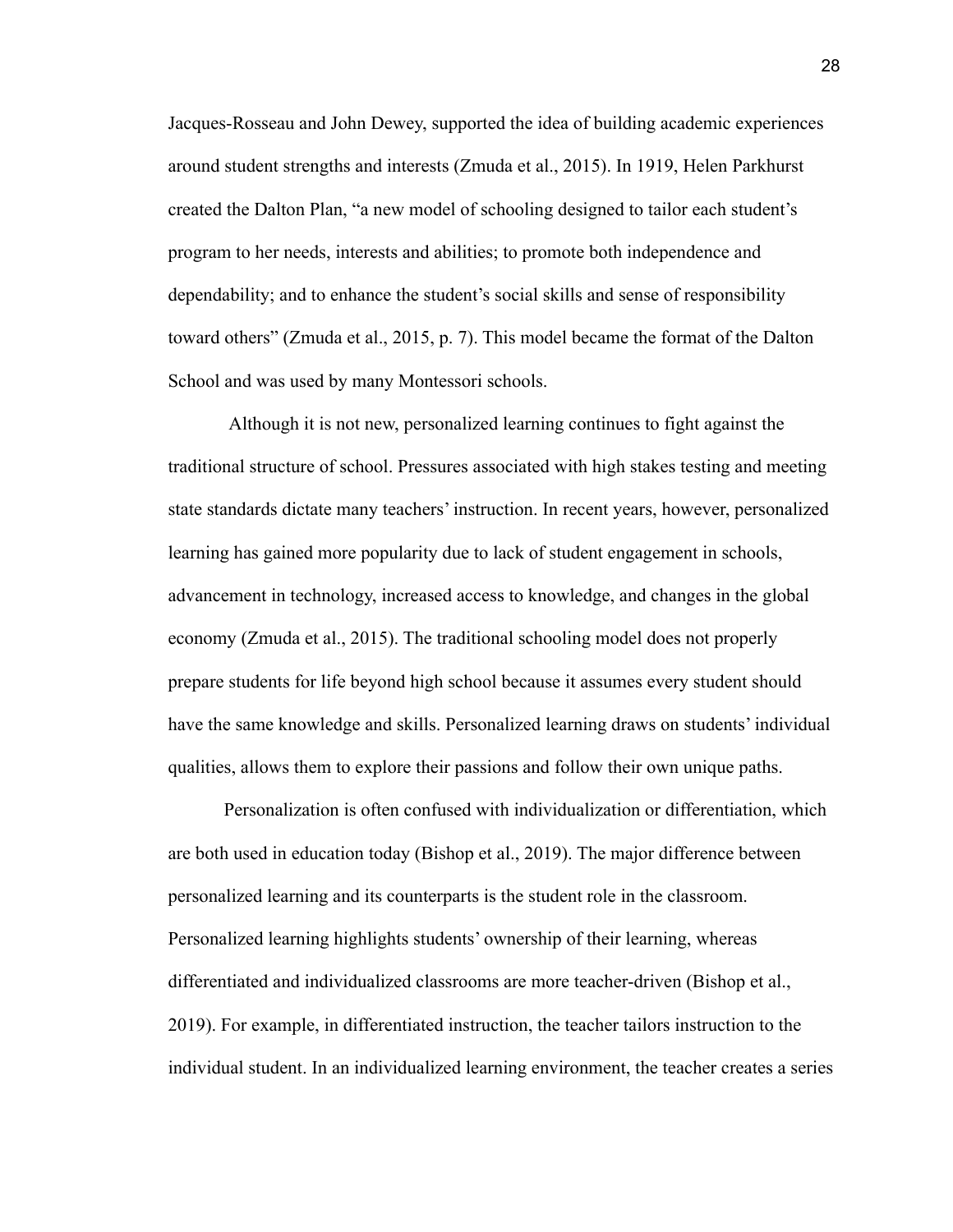Jacques-Rosseau and John Dewey, supported the idea of building academic experiences around student strengths and interests (Zmuda et al., 2015). In 1919, Helen Parkhurst created the Dalton Plan, "a new model of schooling designed to tailor each student's program to her needs, interests and abilities; to promote both independence and dependability; and to enhance the student's social skills and sense of responsibility toward others" (Zmuda et al., 2015, p. 7). This model became the format of the Dalton School and was used by many Montessori schools.

Although it is not new, personalized learning continues to fight against the traditional structure of school. Pressures associated with high stakes testing and meeting state standards dictate many teachers' instruction. In recent years, however, personalized learning has gained more popularity due to lack of student engagement in schools, advancement in technology, increased access to knowledge, and changes in the global economy (Zmuda et al., 2015). The traditional schooling model does not properly prepare students for life beyond high school because it assumes every student should have the same knowledge and skills. Personalized learning draws on students' individual qualities, allows them to explore their passions and follow their own unique paths.

Personalization is often confused with individualization or differentiation, which are both used in education today (Bishop et al., 2019). The major difference between personalized learning and its counterparts is the student role in the classroom. Personalized learning highlights students' ownership of their learning, whereas differentiated and individualized classrooms are more teacher-driven (Bishop et al., 2019). For example, in differentiated instruction, the teacher tailors instruction to the individual student. In an individualized learning environment, the teacher creates a series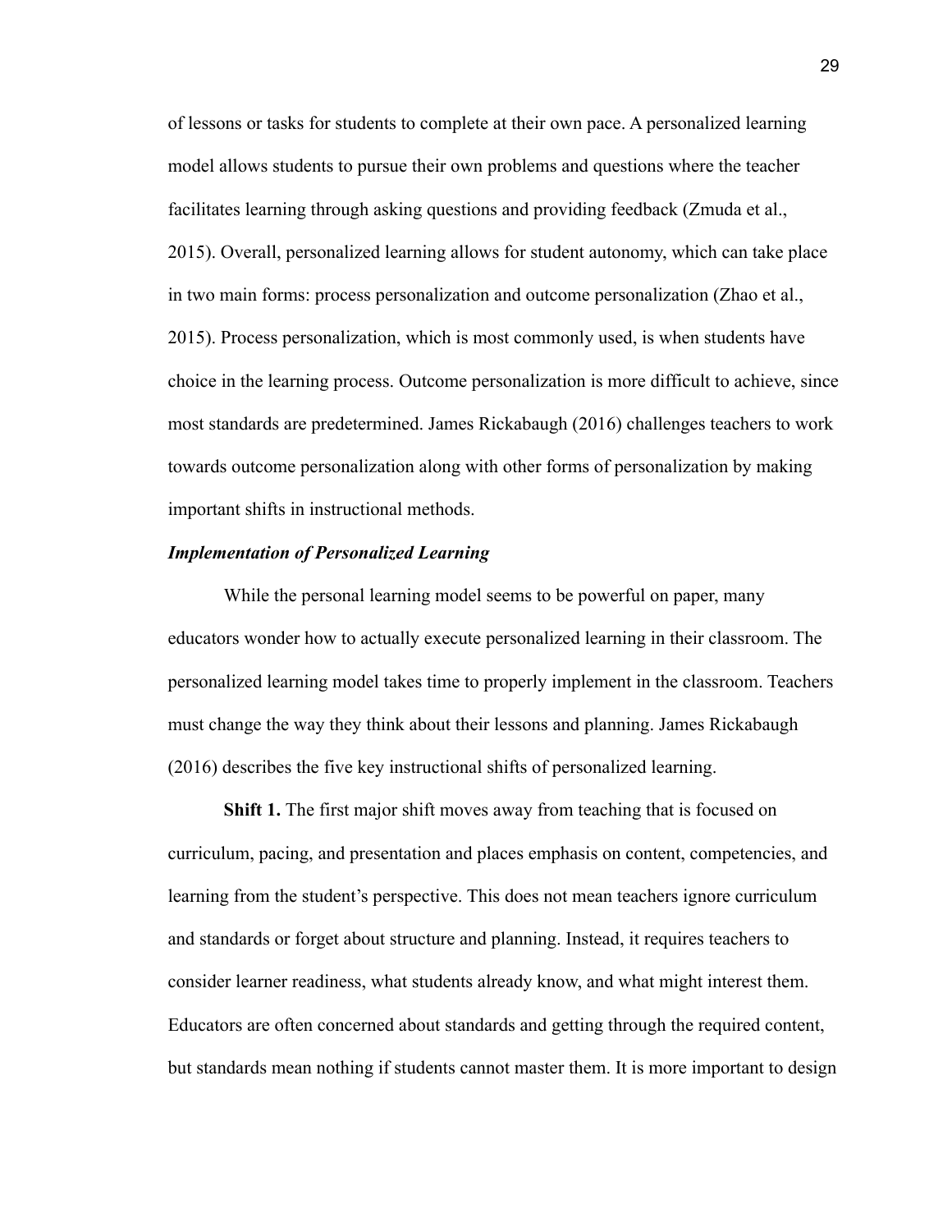of lessons or tasks for students to complete at their own pace. A personalized learning model allows students to pursue their own problems and questions where the teacher facilitates learning through asking questions and providing feedback (Zmuda et al., 2015). Overall, personalized learning allows for student autonomy, which can take place in two main forms: process personalization and outcome personalization (Zhao et al., 2015). Process personalization, which is most commonly used, is when students have choice in the learning process. Outcome personalization is more difficult to achieve, since most standards are predetermined. James Rickabaugh (2016) challenges teachers to work towards outcome personalization along with other forms of personalization by making important shifts in instructional methods.

### *Implementation of Personalized Learning*

While the personal learning model seems to be powerful on paper, many educators wonder how to actually execute personalized learning in their classroom. The personalized learning model takes time to properly implement in the classroom. Teachers must change the way they think about their lessons and planning. James Rickabaugh (2016) describes the five key instructional shifts of personalized learning.

**Shift 1.** The first major shift moves away from teaching that is focused on curriculum, pacing, and presentation and places emphasis on content, competencies, and learning from the student's perspective. This does not mean teachers ignore curriculum and standards or forget about structure and planning. Instead, it requires teachers to consider learner readiness, what students already know, and what might interest them. Educators are often concerned about standards and getting through the required content, but standards mean nothing if students cannot master them. It is more important to design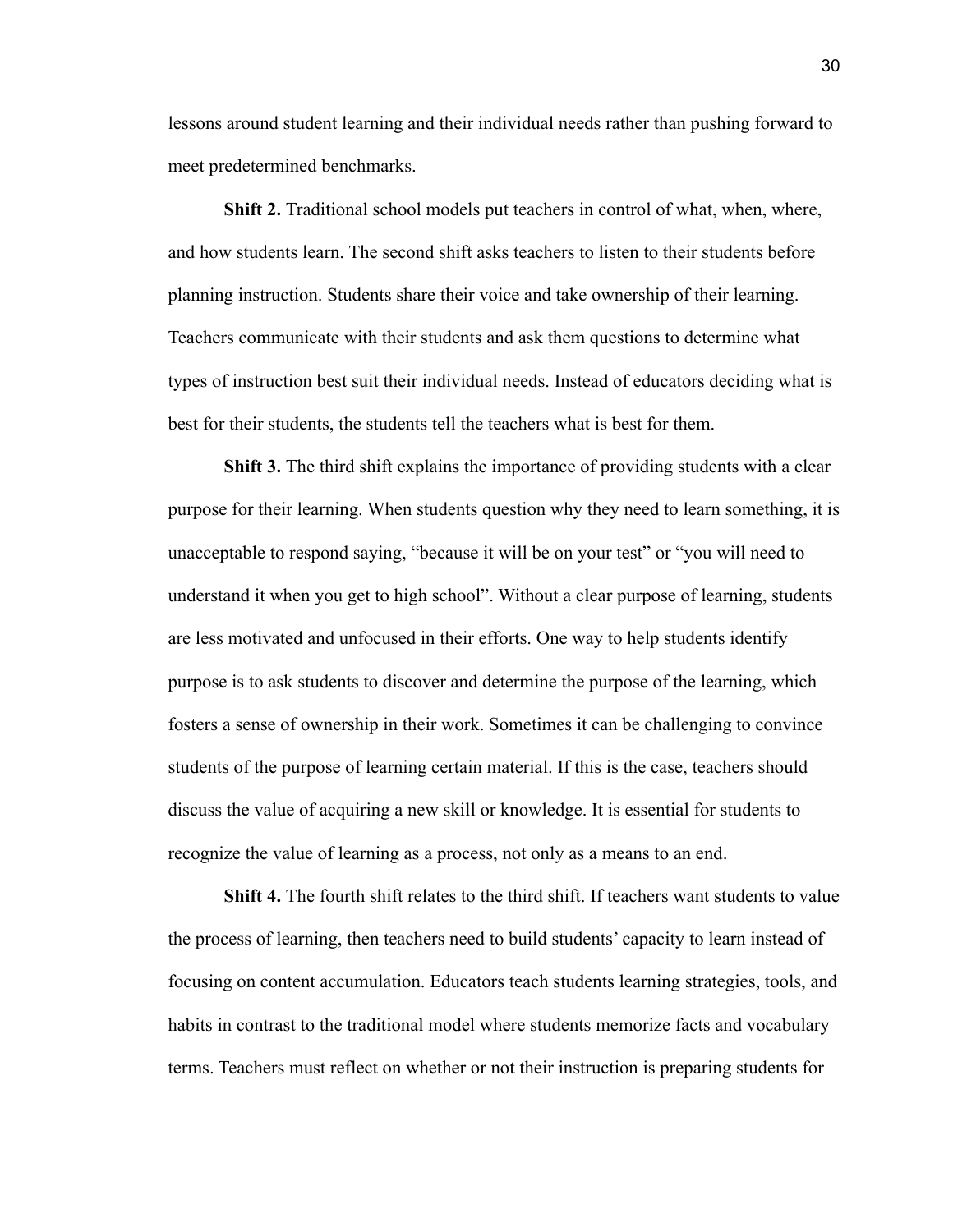lessons around student learning and their individual needs rather than pushing forward to meet predetermined benchmarks.

**Shift 2.** Traditional school models put teachers in control of what, when, where, and how students learn. The second shift asks teachers to listen to their students before planning instruction. Students share their voice and take ownership of their learning. Teachers communicate with their students and ask them questions to determine what types of instruction best suit their individual needs. Instead of educators deciding what is best for their students, the students tell the teachers what is best for them.

**Shift 3.** The third shift explains the importance of providing students with a clear purpose for their learning. When students question why they need to learn something, it is unacceptable to respond saying, "because it will be on your test" or "you will need to understand it when you get to high school". Without a clear purpose of learning, students are less motivated and unfocused in their efforts. One way to help students identify purpose is to ask students to discover and determine the purpose of the learning, which fosters a sense of ownership in their work. Sometimes it can be challenging to convince students of the purpose of learning certain material. If this is the case, teachers should discuss the value of acquiring a new skill or knowledge. It is essential for students to recognize the value of learning as a process, not only as a means to an end.

**Shift 4.** The fourth shift relates to the third shift. If teachers want students to value the process of learning, then teachers need to build students' capacity to learn instead of focusing on content accumulation. Educators teach students learning strategies, tools, and habits in contrast to the traditional model where students memorize facts and vocabulary terms. Teachers must reflect on whether or not their instruction is preparing students for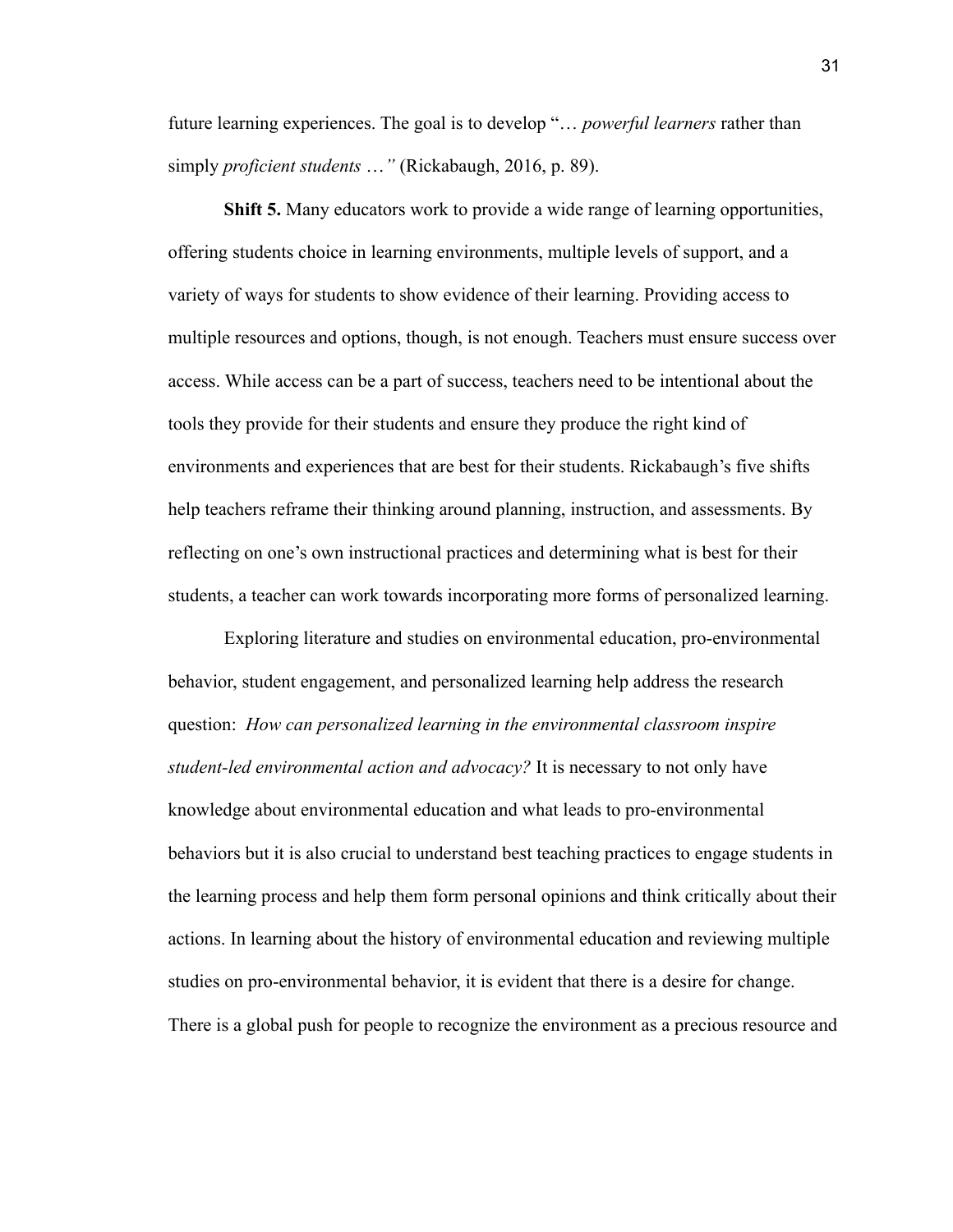future learning experiences. The goal is to develop "… *powerful learners* rather than simply *proficient students …"* (Rickabaugh, 2016, p. 89).

**Shift 5.** Many educators work to provide a wide range of learning opportunities, offering students choice in learning environments, multiple levels of support, and a variety of ways for students to show evidence of their learning. Providing access to multiple resources and options, though, is not enough. Teachers must ensure success over access. While access can be a part of success, teachers need to be intentional about the tools they provide for their students and ensure they produce the right kind of environments and experiences that are best for their students. Rickabaugh's five shifts help teachers reframe their thinking around planning, instruction, and assessments. By reflecting on one's own instructional practices and determining what is best for their students, a teacher can work towards incorporating more forms of personalized learning.

Exploring literature and studies on environmental education, pro-environmental behavior, student engagement, and personalized learning help address the research question: *How can personalized learning in the environmental classroom inspire student-led environmental action and advocacy?* It is necessary to not only have knowledge about environmental education and what leads to pro-environmental behaviors but it is also crucial to understand best teaching practices to engage students in the learning process and help them form personal opinions and think critically about their actions. In learning about the history of environmental education and reviewing multiple studies on pro-environmental behavior, it is evident that there is a desire for change. There is a global push for people to recognize the environment as a precious resource and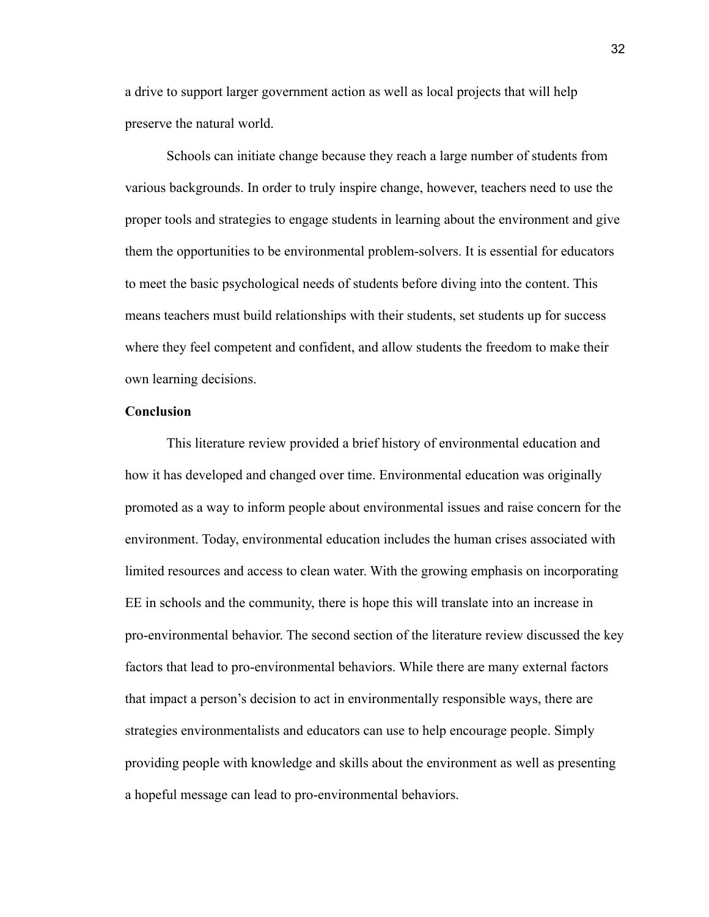a drive to support larger government action as well as local projects that will help preserve the natural world.

Schools can initiate change because they reach a large number of students from various backgrounds. In order to truly inspire change, however, teachers need to use the proper tools and strategies to engage students in learning about the environment and give them the opportunities to be environmental problem-solvers. It is essential for educators to meet the basic psychological needs of students before diving into the content. This means teachers must build relationships with their students, set students up for success where they feel competent and confident, and allow students the freedom to make their own learning decisions.

**Conclusion**

This literature review provided a brief history of environmental education and how it has developed and changed over time. Environmental education was originally promoted as a way to inform people about environmental issues and raise concern for the environment. Today, environmental education includes the human crises associated with limited resources and access to clean water. With the growing emphasis on incorporating EE in schools and the community, there is hope this will translate into an increase in pro-environmental behavior. The second section of the literature review discussed the key factors that lead to pro-environmental behaviors. While there are many external factors that impact a person's decision to act in environmentally responsible ways, there are strategies environmentalists and educators can use to help encourage people. Simply providing people with knowledge and skills about the environment as well as presenting a hopeful message can lead to pro-environmental behaviors.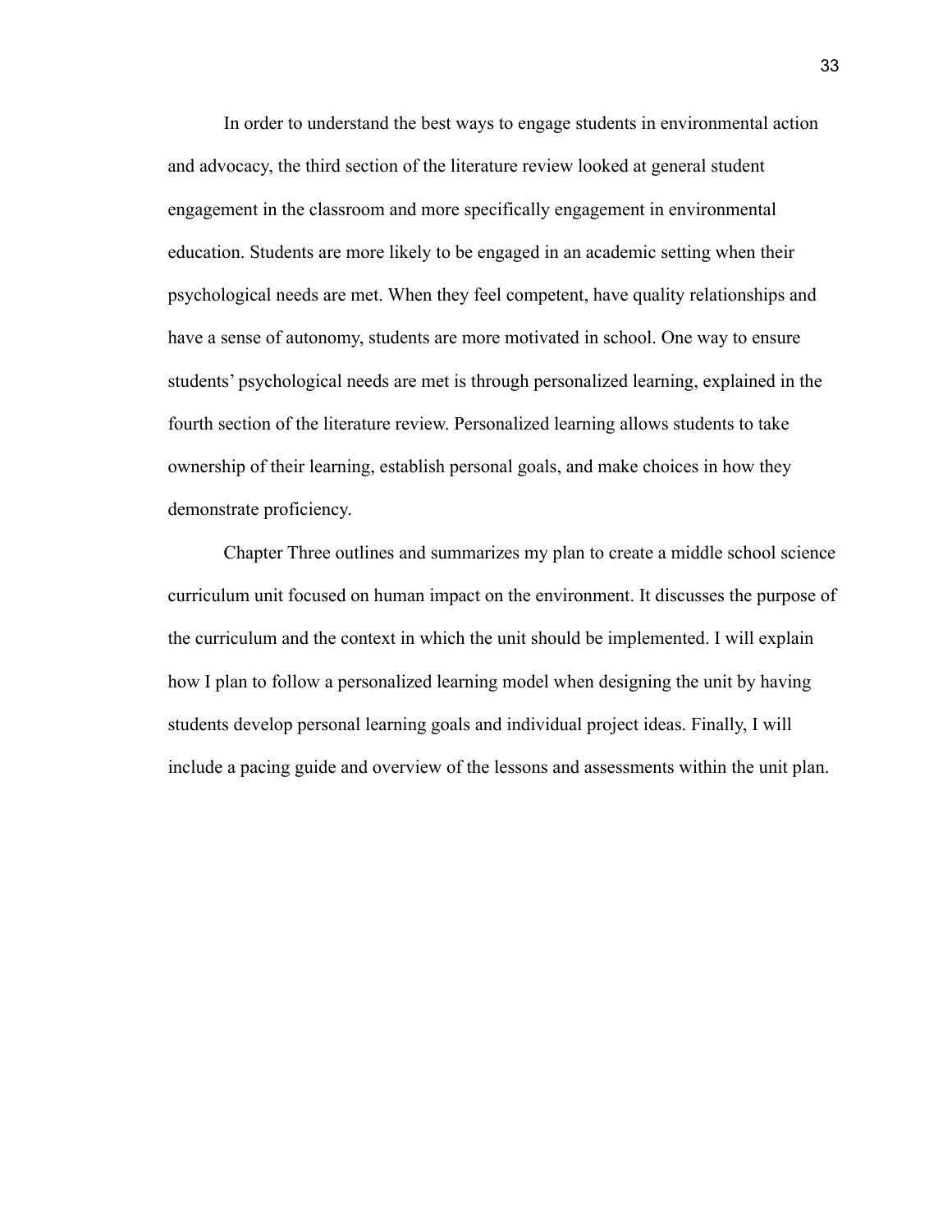In order to understand the best ways to engage students in environmental action and advocacy, the third section of the literature review looked at general student engagement in the classroom and more specifically engagement in environmental education. Students are more likely to be engaged in an academic setting when their psychological needs are met. When they feel competent, have quality relationships and have a sense of autonomy, students are more motivated in school. One way to ensure students' psychological needs are met is through personalized learning, explained in the fourth section of the literature review. Personalized learning allows students to take ownership of their learning, establish personal goals, and make choices in how they demonstrate proficiency.

Chapter Three outlines and summarizes my plan to create a middle school science curriculum unit focused on human impact on the environment. It discusses the purpose of the curriculum and the context in which the unit should be implemented. I will explain how I plan to follow a personalized learning model when designing the unit by having students develop personal learning goals and individual project ideas. Finally, I will include a pacing guide and overview of the lessons and assessments within the unit plan.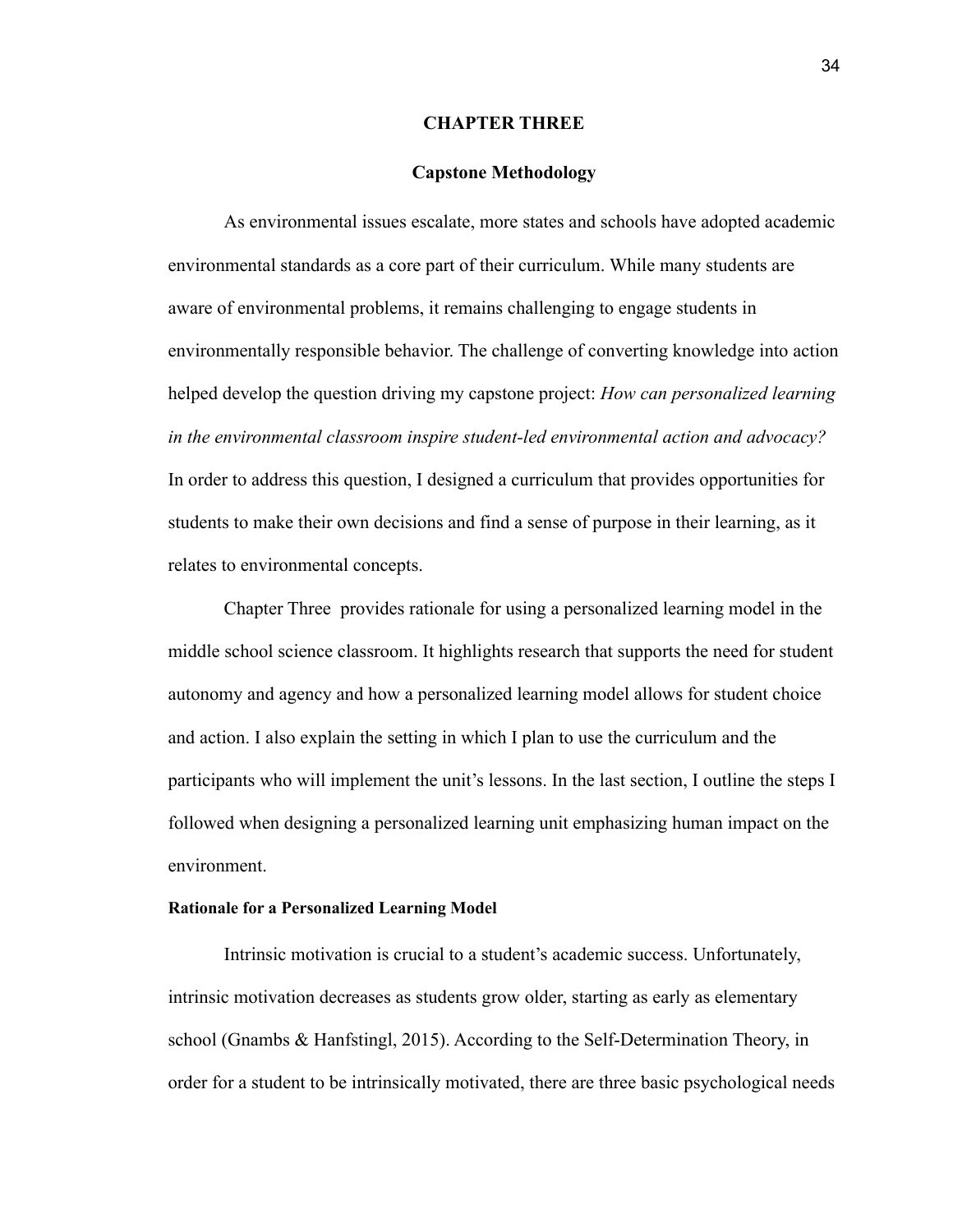# CHAPTER THREE

## Capstone Methodology

As environmental issues escalate, more states and schools have adopted academic environmental standards as a core part of their curriculum. While many students are aware of environmental problems, it remains challenging to engage students in environmentally responsible behavior. The challenge of converting knowledge into action helped develop the question driving my capstone project: *How can personalized learning in the environmental classroom inspire student-led environmental action and advocacy?* In order to address this question, I designed a curriculum that provides opportunities for students to make their own decisions and find a sense of purpose in their learning, as it relates to environmental concepts.

Chapter Three provides rationale for using a personalized learning model in the middle school science classroom. It highlights research that supports the need for student autonomy and agency and how a personalized learning model allows for student choice and action. I also explain the setting in which I plan to use the curriculum and the participants who will implement the unit's lessons. In the last section, I outline the steps I followed when designing a personalized learning unit emphasizing human impact on the environment.

### Rationale for a Personalized Learning Model

Intrinsic motivation is crucial to a student's academic success. Unfortunately, intrinsic motivation decreases as students grow older, starting as early as elementary school (Gnambs & Hanfstingl, 2015). According to the Self-Determination Theory, in order for a student to be intrinsically motivated, there are three basic psychological needs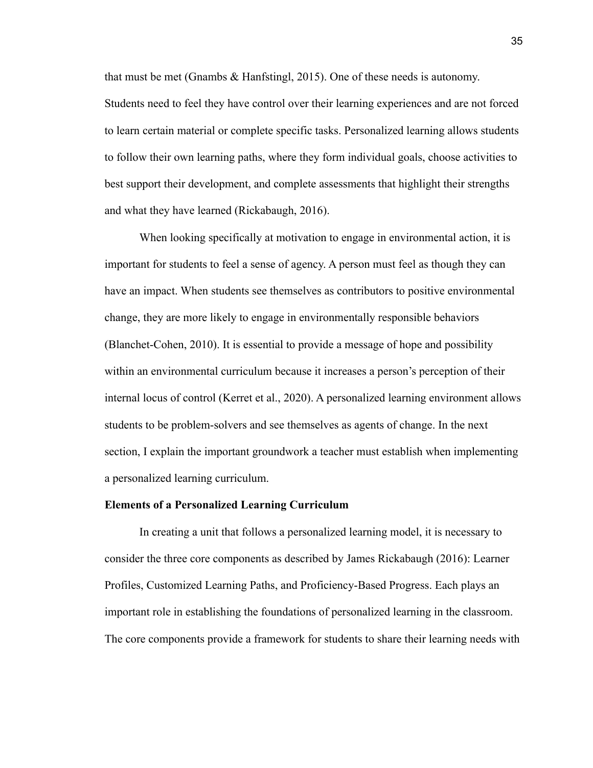that must be met (Gnambs & Hanfstingl, 2015). One of these needs is autonomy. Students need to feel they have control over their learning experiences and are not forced to learn certain material or complete specific tasks. Personalized learning allows students to follow their own learning paths, where they form individual goals, choose activities to best support their development, and complete assessments that highlight their strengths and what they have learned (Rickabaugh, 2016).

When looking specifically at motivation to engage in environmental action, it is important for students to feel a sense of agency. A person must feel as though they can have an impact. When students see themselves as contributors to positive environmental change, they are more likely to engage in environmentally responsible behaviors (Blanchet-Cohen, 2010). It is essential to provide a message of hope and possibility within an environmental curriculum because it increases a person's perception of their internal locus of control (Kerret et al., 2020). A personalized learning environment allows students to be problem-solvers and see themselves as agents of change. In the next section, I explain the important groundwork a teacher must establish when implementing a personalized learning curriculum.

**Elements of a Personalized Learning Curriculum**

In creating a unit that follows a personalized learning model, it is necessary to consider the three core components as described by James Rickabaugh (2016): Learner Profiles, Customized Learning Paths, and Proficiency-Based Progress. Each plays an important role in establishing the foundations of personalized learning in the classroom. The core components provide a framework for students to share their learning needs with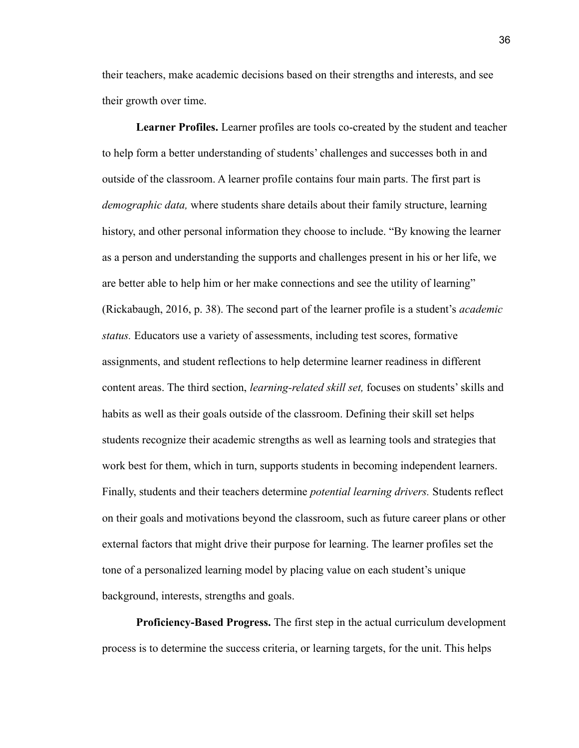their teachers, make academic decisions based on their strengths and interests, and see their growth over time.

**Learner Profiles.** Learner profiles are tools co-created by the student and teacher to help form a better understanding of students' challenges and successes both in and outside of the classroom. A learner profile contains four main parts. The first part is *demographic data,* where students share details about their family structure, learning history, and other personal information they choose to include. "By knowing the learner as a person and understanding the supports and challenges present in his or her life, we are better able to help him or her make connections and see the utility of learning" (Rickabaugh, 2016, p. 38). The second part of the learner profile is a student's *academic status.* Educators use a variety of assessments, including test scores, formative assignments, and student reflections to help determine learner readiness in different content areas. The third section, *learning-related skill set,* focuses on students' skills and habits as well as their goals outside of the classroom. Defining their skill set helps students recognize their academic strengths as well as learning tools and strategies that work best for them, which in turn, supports students in becoming independent learners. Finally, students and their teachers determine *potential learning drivers.* Students reflect on their goals and motivations beyond the classroom, such as future career plans or other external factors that might drive their purpose for learning. The learner profiles set the tone of a personalized learning model by placing value on each student's unique background, interests, strengths and goals.

**Proficiency-Based Progress.** The first step in the actual curriculum development process is to determine the success criteria, or learning targets, for the unit. This helps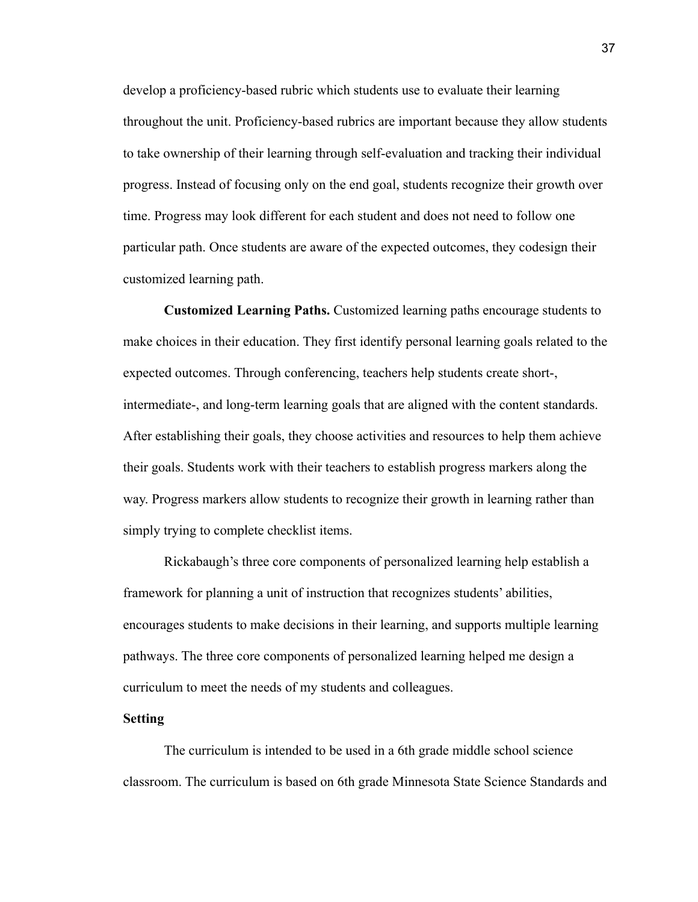develop a proficiency-based rubric which students use to evaluate their learning throughout the unit. Proficiency-based rubrics are important because they allow students to take ownership of their learning through self-evaluation and tracking their individual progress. Instead of focusing only on the end goal, students recognize their growth over time. Progress may look different for each student and does not need to follow one particular path. Once students are aware of the expected outcomes, they codesign their customized learning path.

**Customized Learning Paths.** Customized learning paths encourage students to make choices in their education. They first identify personal learning goals related to the expected outcomes. Through conferencing, teachers help students create short-, intermediate-, and long-term learning goals that are aligned with the content standards. After establishing their goals, they choose activities and resources to help them achieve their goals. Students work with their teachers to establish progress markers along the way. Progress markers allow students to recognize their growth in learning rather than simply trying to complete checklist items.

Rickabaugh's three core components of personalized learning help establish a framework for planning a unit of instruction that recognizes students' abilities, encourages students to make decisions in their learning, and supports multiple learning pathways. The three core components of personalized learning helped me design a curriculum to meet the needs of my students and colleagues.

**Setting**

The curriculum is intended to be used in a 6th grade middle school science classroom. The curriculum is based on 6th grade Minnesota State Science Standards and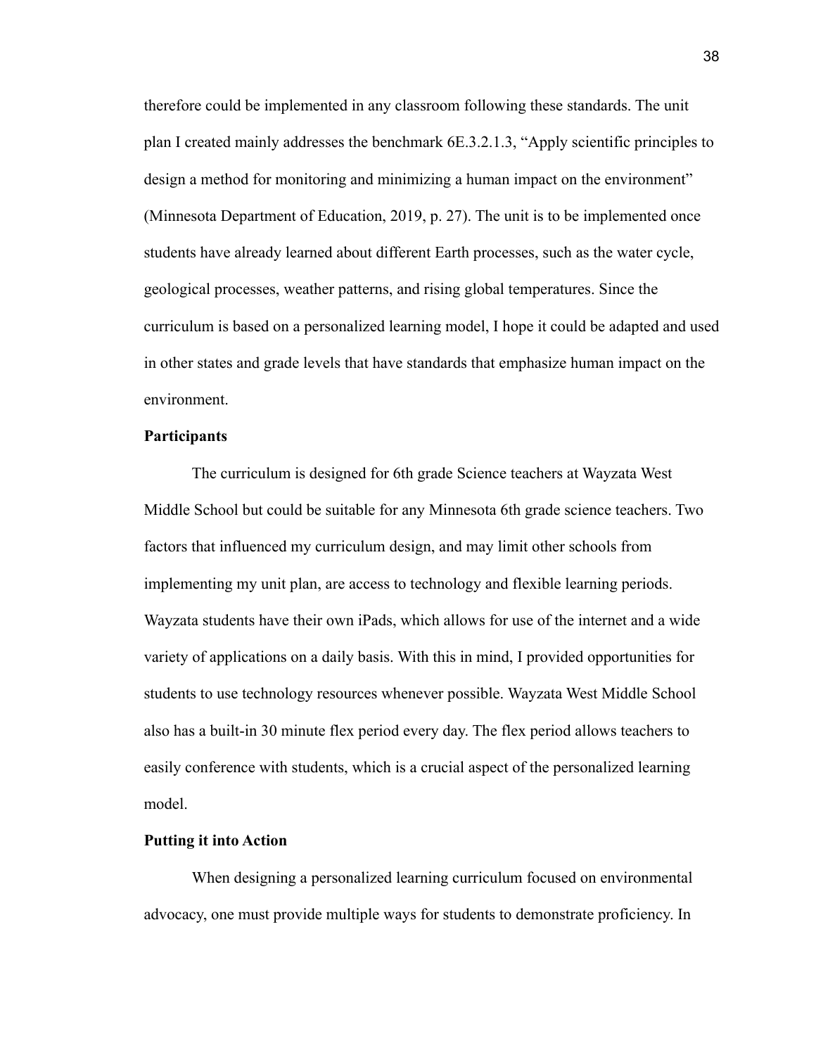therefore could be implemented in any classroom following these standards. The unit plan I created mainly addresses the benchmark 6E.3.2.1.3, "Apply scientific principles to design a method for monitoring and minimizing a human impact on the environment" (Minnesota Department of Education, 2019, p. 27). The unit is to be implemented once students have already learned about different Earth processes, such as the water cycle, geological processes, weather patterns, and rising global temperatures. Since the curriculum is based on a personalized learning model, I hope it could be adapted and used in other states and grade levels that have standards that emphasize human impact on the environment.

**Participants**

The curriculum is designed for 6th grade Science teachers at Wayzata West Middle School but could be suitable for any Minnesota 6th grade science teachers. Two factors that influenced my curriculum design, and may limit other schools from implementing my unit plan, are access to technology and flexible learning periods. Wayzata students have their own iPads, which allows for use of the internet and a wide variety of applications on a daily basis. With this in mind, I provided opportunities for students to use technology resources whenever possible. Wayzata West Middle School also has a built-in 30 minute flex period every day. The flex period allows teachers to easily conference with students, which is a crucial aspect of the personalized learning model.

**Putting it into Action**

When designing a personalized learning curriculum focused on environmental advocacy, one must provide multiple ways for students to demonstrate proficiency. In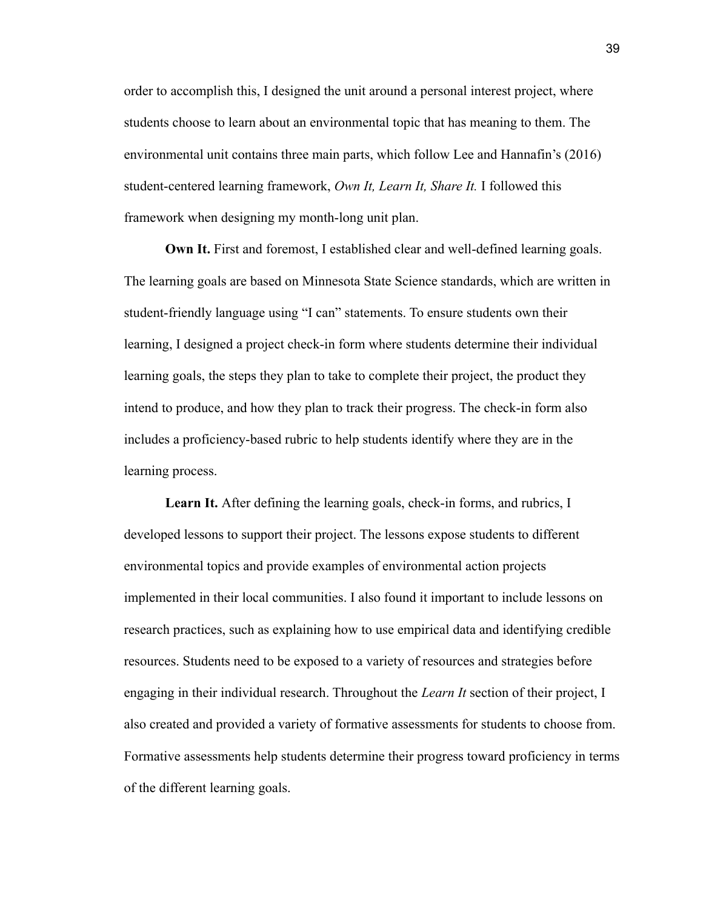order to accomplish this, I designed the unit around a personal interest project, where students choose to learn about an environmental topic that has meaning to them. The environmental unit contains three main parts, which follow Lee and Hannafin's (2016) student-centered learning framework, *Own It, Learn It, Share It.* I followed this framework when designing my month-long unit plan.

**Own It.** First and foremost, I established clear and well-defined learning goals. The learning goals are based on Minnesota State Science standards, which are written in student-friendly language using "I can" statements. To ensure students own their learning, I designed a project check-in form where students determine their individual learning goals, the steps they plan to take to complete their project, the product they intend to produce, and how they plan to track their progress. The check-in form also includes a proficiency-based rubric to help students identify where they are in the learning process.

**Learn It.** After defining the learning goals, check-in forms, and rubrics, I developed lessons to support their project. The lessons expose students to different environmental topics and provide examples of environmental action projects implemented in their local communities. I also found it important to include lessons on research practices, such as explaining how to use empirical data and identifying credible resources. Students need to be exposed to a variety of resources and strategies before engaging in their individual research. Throughout the *Learn It* section of their project, I also created and provided a variety of formative assessments for students to choose from. Formative assessments help students determine their progress toward proficiency in terms of the different learning goals.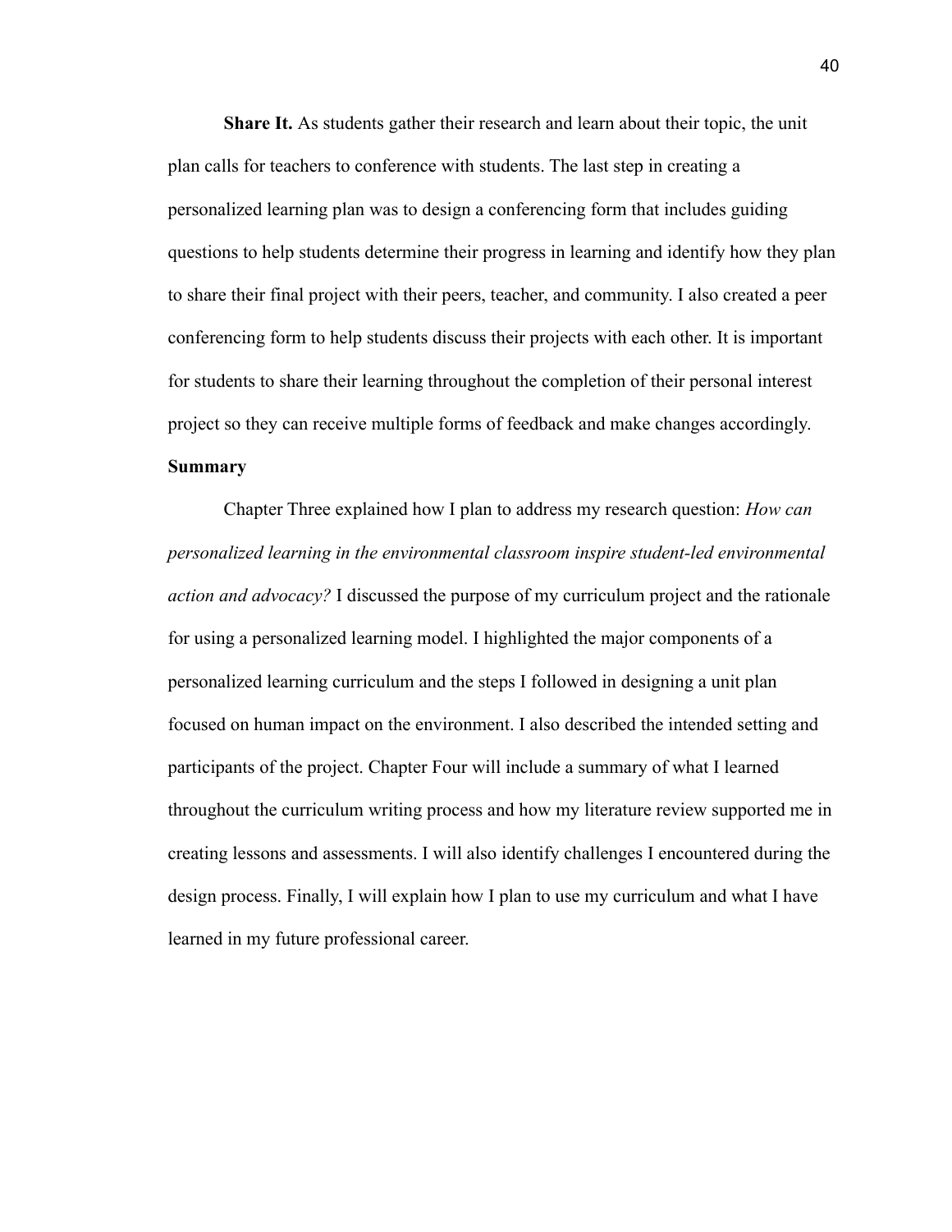**Share It.** As students gather their research and learn about their topic, the unit plan calls for teachers to conference with students. The last step in creating a personalized learning plan was to design a conferencing form that includes guiding questions to help students determine their progress in learning and identify how they plan to share their final project with their peers, teacher, and community. I also created a peer conferencing form to help students discuss their projects with each other. It is important for students to share their learning throughout the completion of their personal interest project so they can receive multiple forms of feedback and make changes accordingly.

## Summary

Chapter Three explained how I plan to address my research question: *How can personalized learning in the environmental classroom inspire student-led environmental action and advocacy?* I discussed the purpose of my curriculum project and the rationale for using a personalized learning model. I highlighted the major components of a personalized learning curriculum and the steps I followed in designing a unit plan focused on human impact on the environment. I also described the intended setting and participants of the project. Chapter Four will include a summary of what I learned throughout the curriculum writing process and how my literature review supported me in creating lessons and assessments. I will also identify challenges I encountered during the design process. Finally, I will explain how I plan to use my curriculum and what I have learned in my future professional career.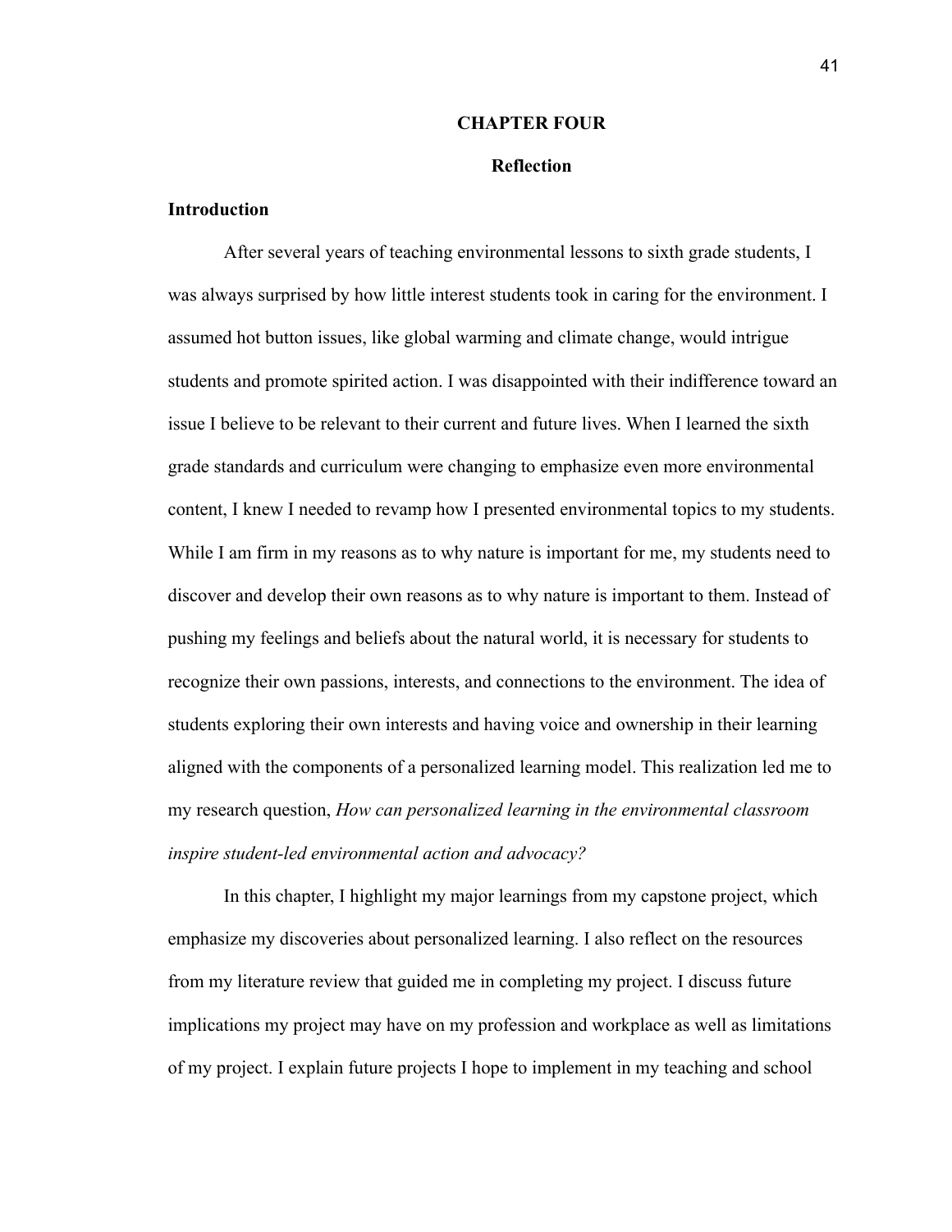# CHAPTER FOUR

## Reflection

### Introduction

After several years of teaching environmental lessons to sixth grade students, I was always surprised by how little interest students took in caring for the environment. I assumed hot button issues, like global warming and climate change, would intrigue students and promote spirited action. I was disappointed with their indifference toward an issue I believe to be relevant to their current and future lives. When I learned the sixth grade standards and curriculum were changing to emphasize even more environmental content, I knew I needed to revamp how I presented environmental topics to my students. While I am firm in my reasons as to why nature is important for me, my students need to discover and develop their own reasons as to why nature is important to them. Instead of pushing my feelings and beliefs about the natural world, it is necessary for students to recognize their own passions, interests, and connections to the environment. The idea of students exploring their own interests and having voice and ownership in their learning aligned with the components of a personalized learning model. This realization led me to my research question, *How can personalized learning in the environmental classroom inspire student-led environmental action and advocacy?*

In this chapter, I highlight my major learnings from my capstone project, which emphasize my discoveries about personalized learning. I also reflect on the resources from my literature review that guided me in completing my project. I discuss future implications my project may have on my profession and workplace as well as limitations of my project. I explain future projects I hope to implement in my teaching and school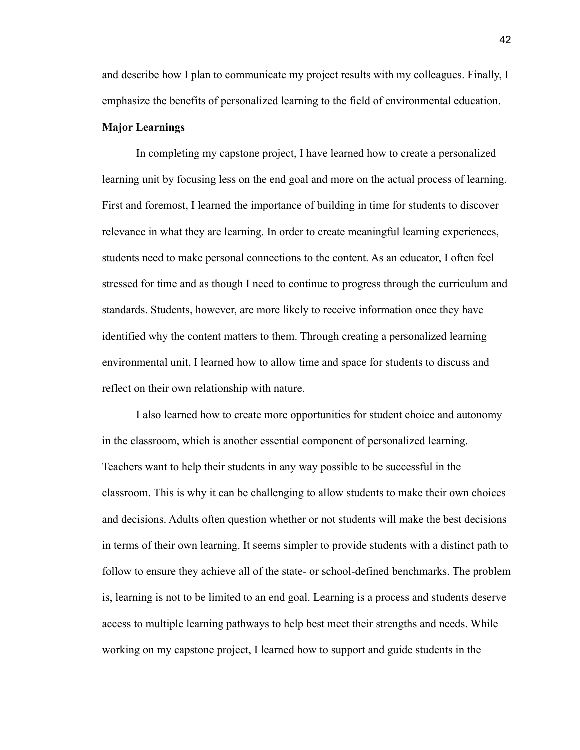and describe how I plan to communicate my project results with my colleagues. Finally, I emphasize the benefits of personalized learning to the field of environmental education.

**Major Learnings**

In completing my capstone project, I have learned how to create a personalized learning unit by focusing less on the end goal and more on the actual process of learning. First and foremost, I learned the importance of building in time for students to discover relevance in what they are learning. In order to create meaningful learning experiences, students need to make personal connections to the content. As an educator, I often feel stressed for time and as though I need to continue to progress through the curriculum and standards. Students, however, are more likely to receive information once they have identified why the content matters to them. Through creating a personalized learning environmental unit, I learned how to allow time and space for students to discuss and reflect on their own relationship with nature.

I also learned how to create more opportunities for student choice and autonomy in the classroom, which is another essential component of personalized learning. Teachers want to help their students in any way possible to be successful in the classroom. This is why it can be challenging to allow students to make their own choices and decisions. Adults often question whether or not students will make the best decisions in terms of their own learning. It seems simpler to provide students with a distinct path to follow to ensure they achieve all of the state- or school-defined benchmarks. The problem is, learning is not to be limited to an end goal. Learning is a process and students deserve access to multiple learning pathways to help best meet their strengths and needs. While working on my capstone project, I learned how to support and guide students in the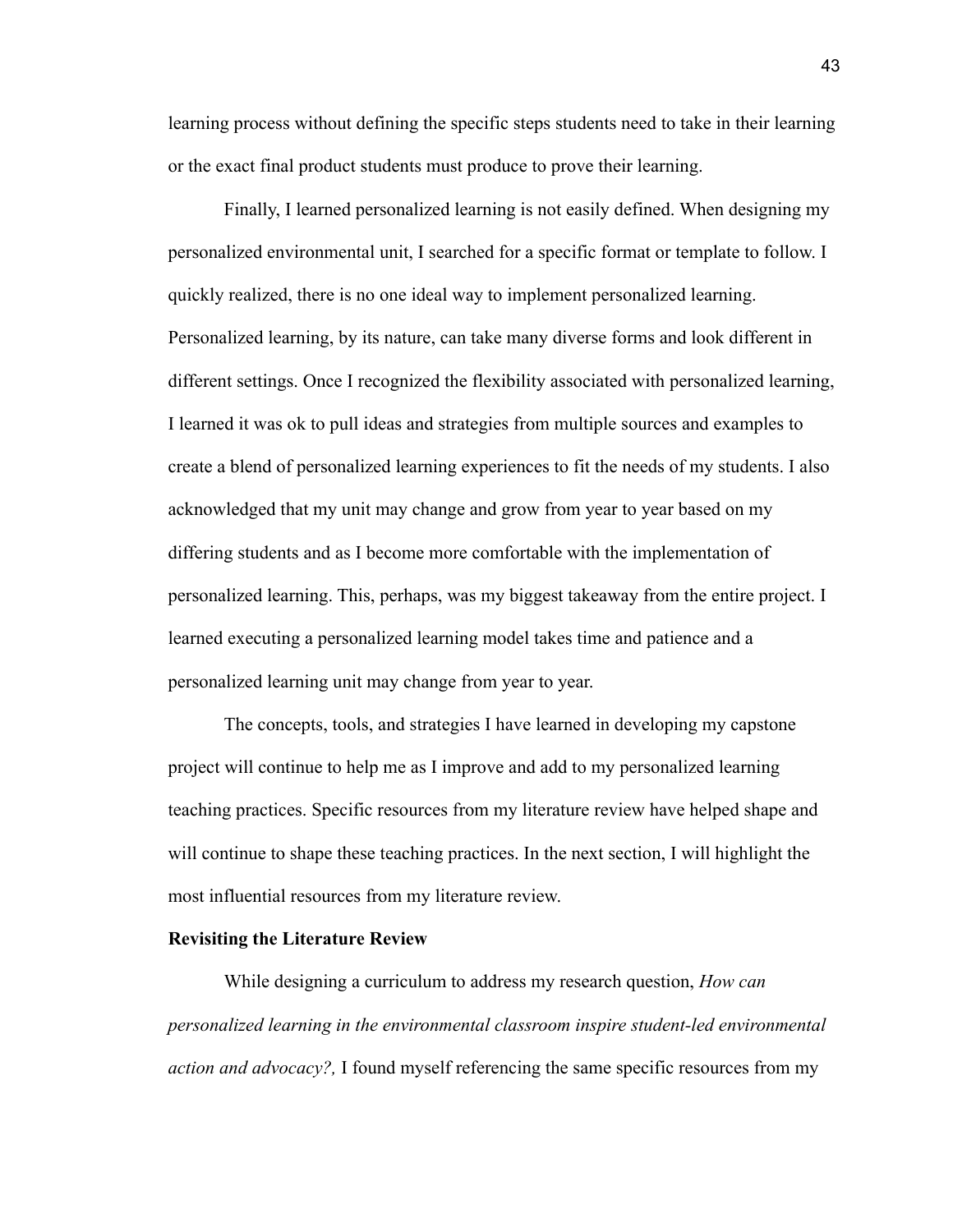learning process without defining the specific steps students need to take in their learning or the exact final product students must produce to prove their learning.

Finally, I learned personalized learning is not easily defined. When designing my personalized environmental unit, I searched for a specific format or template to follow. I quickly realized, there is no one ideal way to implement personalized learning. Personalized learning, by its nature, can take many diverse forms and look different in different settings. Once I recognized the flexibility associated with personalized learning, I learned it was ok to pull ideas and strategies from multiple sources and examples to create a blend of personalized learning experiences to fit the needs of my students. I also acknowledged that my unit may change and grow from year to year based on my differing students and as I become more comfortable with the implementation of personalized learning. This, perhaps, was my biggest takeaway from the entire project. I learned executing a personalized learning model takes time and patience and a personalized learning unit may change from year to year.

The concepts, tools, and strategies I have learned in developing my capstone project will continue to help me as I improve and add to my personalized learning teaching practices. Specific resources from my literature review have helped shape and will continue to shape these teaching practices. In the next section, I will highlight the most influential resources from my literature review.

**Revisiting the Literature Review**

While designing a curriculum to address my research question, *How can personalized learning in the environmental classroom inspire student-led environmental action and advocacy?,* I found myself referencing the same specific resources from my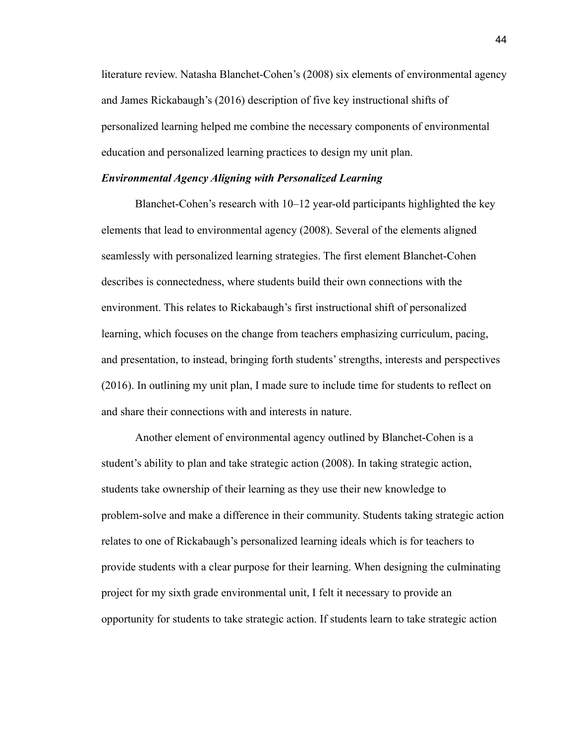literature review. Natasha Blanchet-Cohen's (2008) six elements of environmental agency and James Rickabaugh's (2016) description of five key instructional shifts of personalized learning helped me combine the necessary components of environmental education and personalized learning practices to design my unit plan.

***Environmental Agency Aligning with Personalized Learning***

Blanchet-Cohen's research with 10–12 year-old participants highlighted the key elements that lead to environmental agency (2008). Several of the elements aligned seamlessly with personalized learning strategies. The first element Blanchet-Cohen describes is connectedness, where students build their own connections with the environment. This relates to Rickabaugh's first instructional shift of personalized learning, which focuses on the change from teachers emphasizing curriculum, pacing, and presentation, to instead, bringing forth students' strengths, interests and perspectives (2016). In outlining my unit plan, I made sure to include time for students to reflect on and share their connections with and interests in nature.

Another element of environmental agency outlined by Blanchet-Cohen is a student's ability to plan and take strategic action (2008). In taking strategic action, students take ownership of their learning as they use their new knowledge to problem-solve and make a difference in their community. Students taking strategic action relates to one of Rickabaugh's personalized learning ideals which is for teachers to provide students with a clear purpose for their learning. When designing the culminating project for my sixth grade environmental unit, I felt it necessary to provide an opportunity for students to take strategic action. If students learn to take strategic action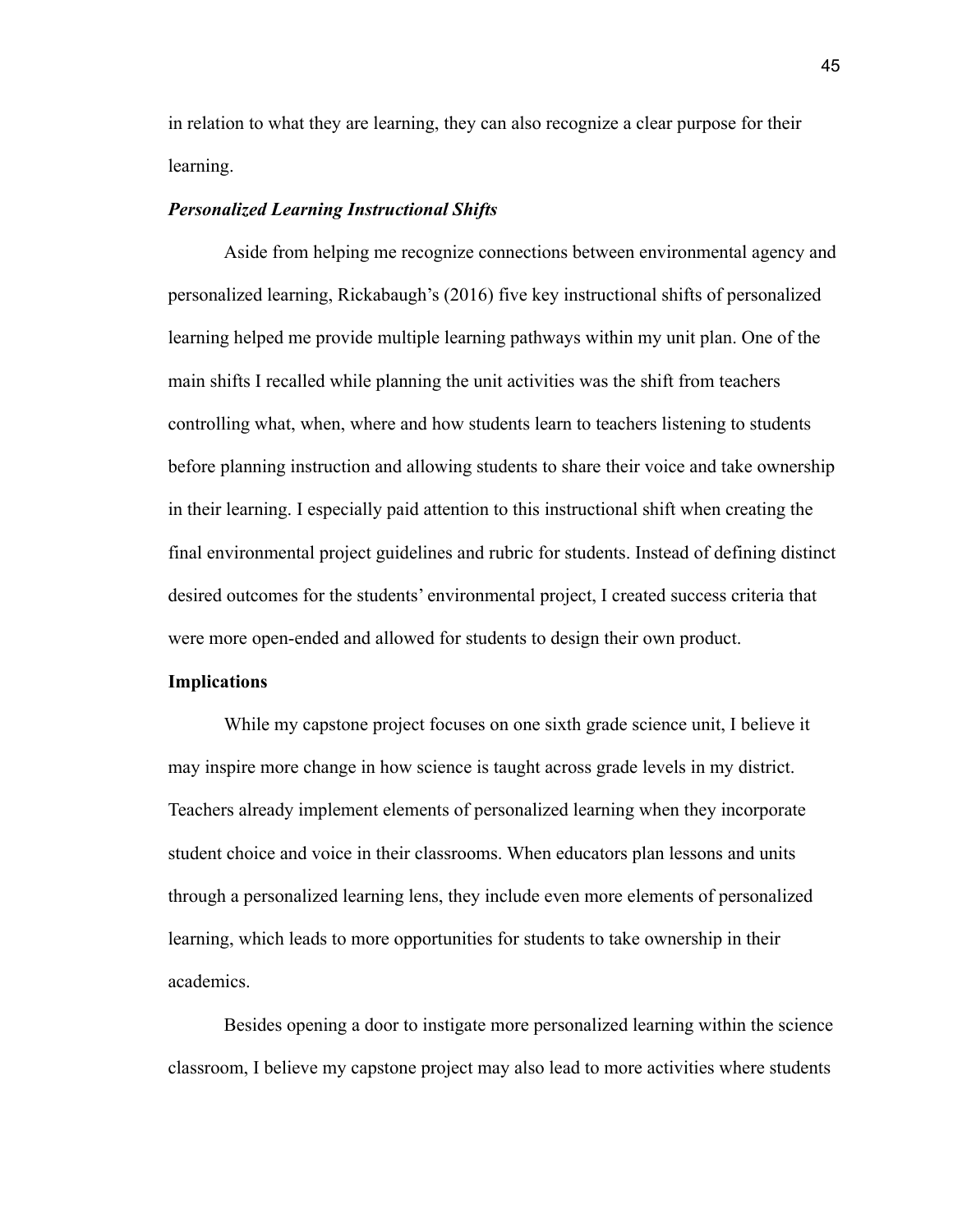in relation to what they are learning, they can also recognize a clear purpose for their learning.

### ***Personalized Learning Instructional Shifts***

Aside from helping me recognize connections between environmental agency and personalized learning, Rickabaugh's (2016) five key instructional shifts of personalized learning helped me provide multiple learning pathways within my unit plan. One of the main shifts I recalled while planning the unit activities was the shift from teachers controlling what, when, where and how students learn to teachers listening to students before planning instruction and allowing students to share their voice and take ownership in their learning. I especially paid attention to this instructional shift when creating the final environmental project guidelines and rubric for students. Instead of defining distinct desired outcomes for the students' environmental project, I created success criteria that were more open-ended and allowed for students to design their own product.

## **Implications**

While my capstone project focuses on one sixth grade science unit, I believe it may inspire more change in how science is taught across grade levels in my district. Teachers already implement elements of personalized learning when they incorporate student choice and voice in their classrooms. When educators plan lessons and units through a personalized learning lens, they include even more elements of personalized learning, which leads to more opportunities for students to take ownership in their academics.

Besides opening a door to instigate more personalized learning within the science classroom, I believe my capstone project may also lead to more activities where students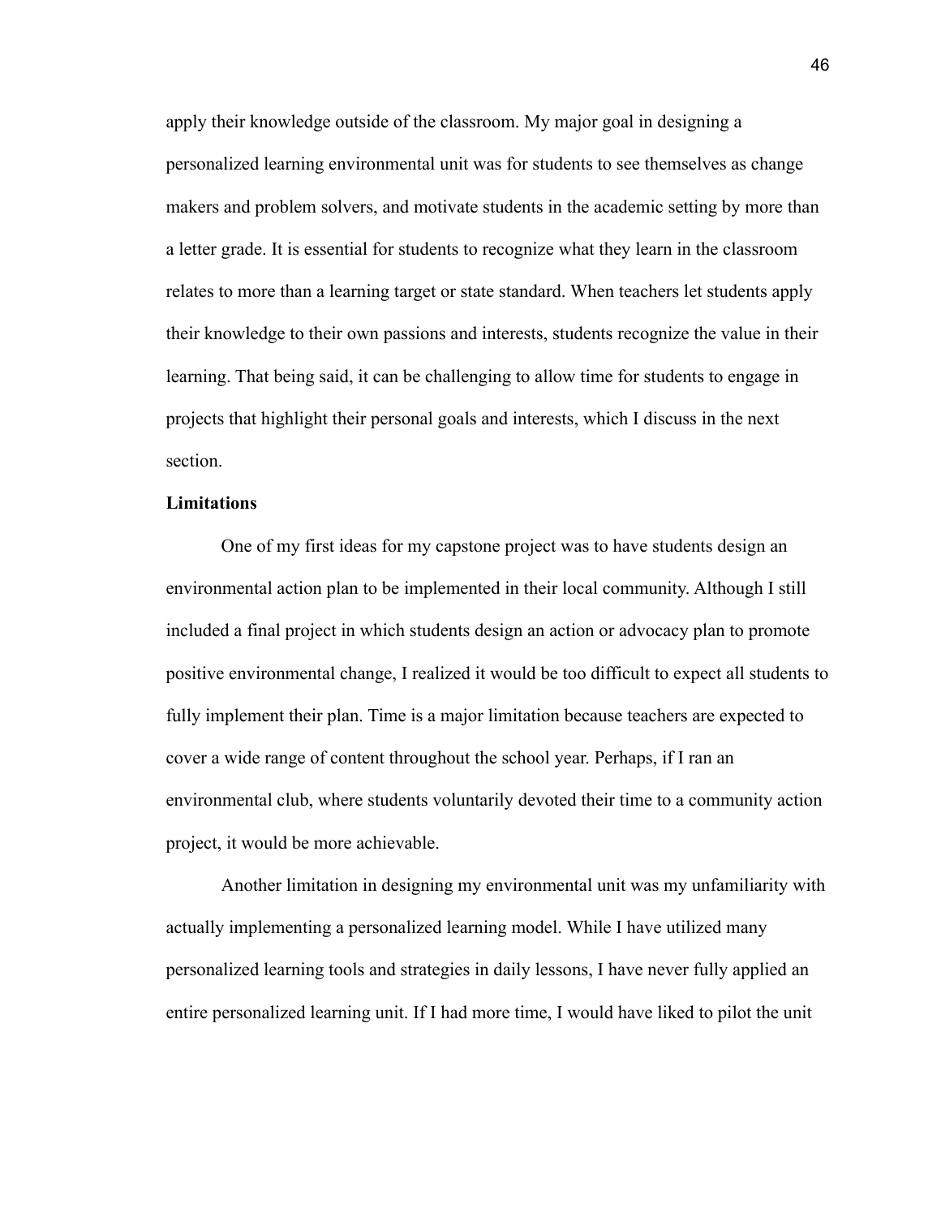apply their knowledge outside of the classroom. My major goal in designing a personalized learning environmental unit was for students to see themselves as change makers and problem solvers, and motivate students in the academic setting by more than a letter grade. It is essential for students to recognize what they learn in the classroom relates to more than a learning target or state standard. When teachers let students apply their knowledge to their own passions and interests, students recognize the value in their learning. That being said, it can be challenging to allow time for students to engage in projects that highlight their personal goals and interests, which I discuss in the next section.

**Limitations**

One of my first ideas for my capstone project was to have students design an environmental action plan to be implemented in their local community. Although I still included a final project in which students design an action or advocacy plan to promote positive environmental change, I realized it would be too difficult to expect all students to fully implement their plan. Time is a major limitation because teachers are expected to cover a wide range of content throughout the school year. Perhaps, if I ran an environmental club, where students voluntarily devoted their time to a community action project, it would be more achievable.

Another limitation in designing my environmental unit was my unfamiliarity with actually implementing a personalized learning model. While I have utilized many personalized learning tools and strategies in daily lessons, I have never fully applied an entire personalized learning unit. If I had more time, I would have liked to pilot the unit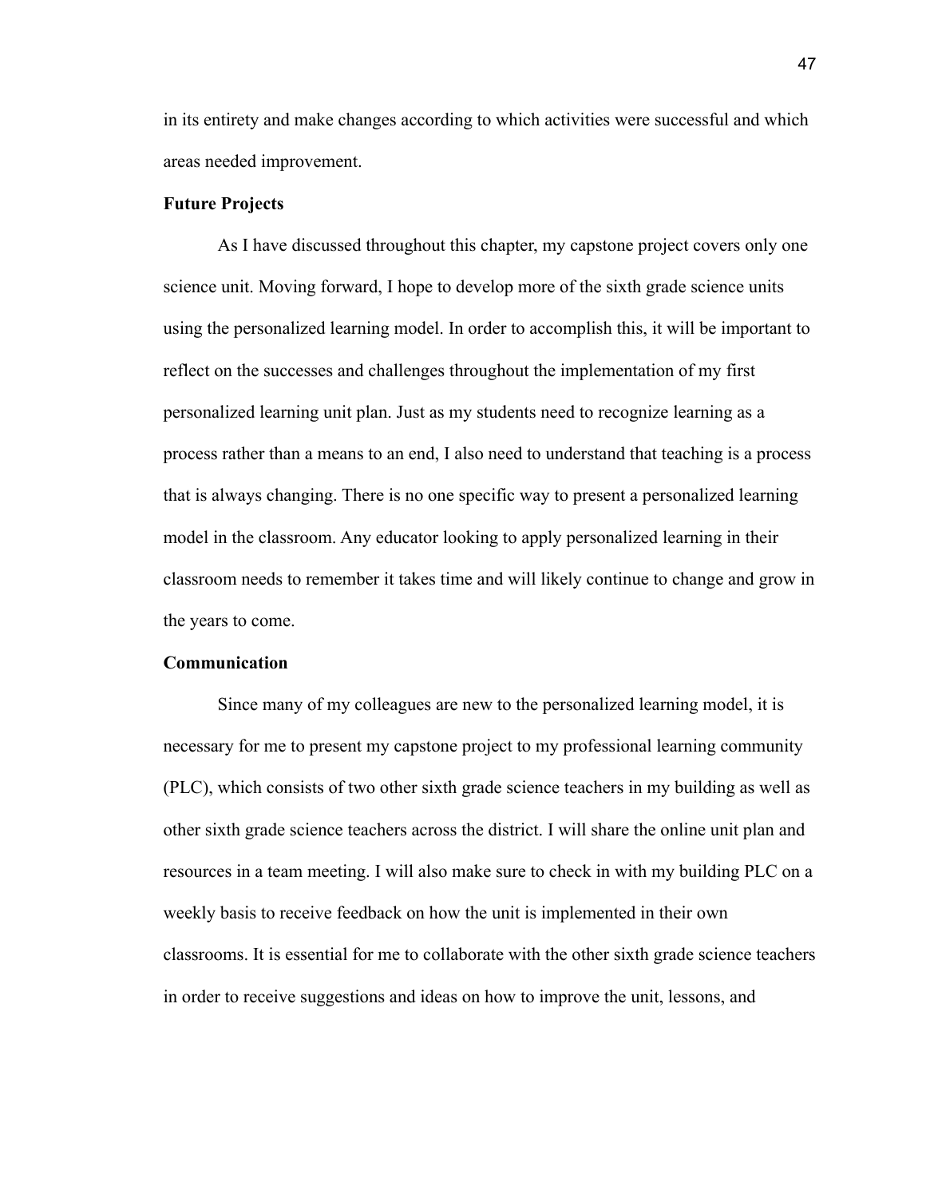in its entirety and make changes according to which activities were successful and which areas needed improvement.

**Future Projects**

As I have discussed throughout this chapter, my capstone project covers only one science unit. Moving forward, I hope to develop more of the sixth grade science units using the personalized learning model. In order to accomplish this, it will be important to reflect on the successes and challenges throughout the implementation of my first personalized learning unit plan. Just as my students need to recognize learning as a process rather than a means to an end, I also need to understand that teaching is a process that is always changing. There is no one specific way to present a personalized learning model in the classroom. Any educator looking to apply personalized learning in their classroom needs to remember it takes time and will likely continue to change and grow in the years to come.

**Communication**

Since many of my colleagues are new to the personalized learning model, it is necessary for me to present my capstone project to my professional learning community (PLC), which consists of two other sixth grade science teachers in my building as well as other sixth grade science teachers across the district. I will share the online unit plan and resources in a team meeting. I will also make sure to check in with my building PLC on a weekly basis to receive feedback on how the unit is implemented in their own classrooms. It is essential for me to collaborate with the other sixth grade science teachers in order to receive suggestions and ideas on how to improve the unit, lessons, and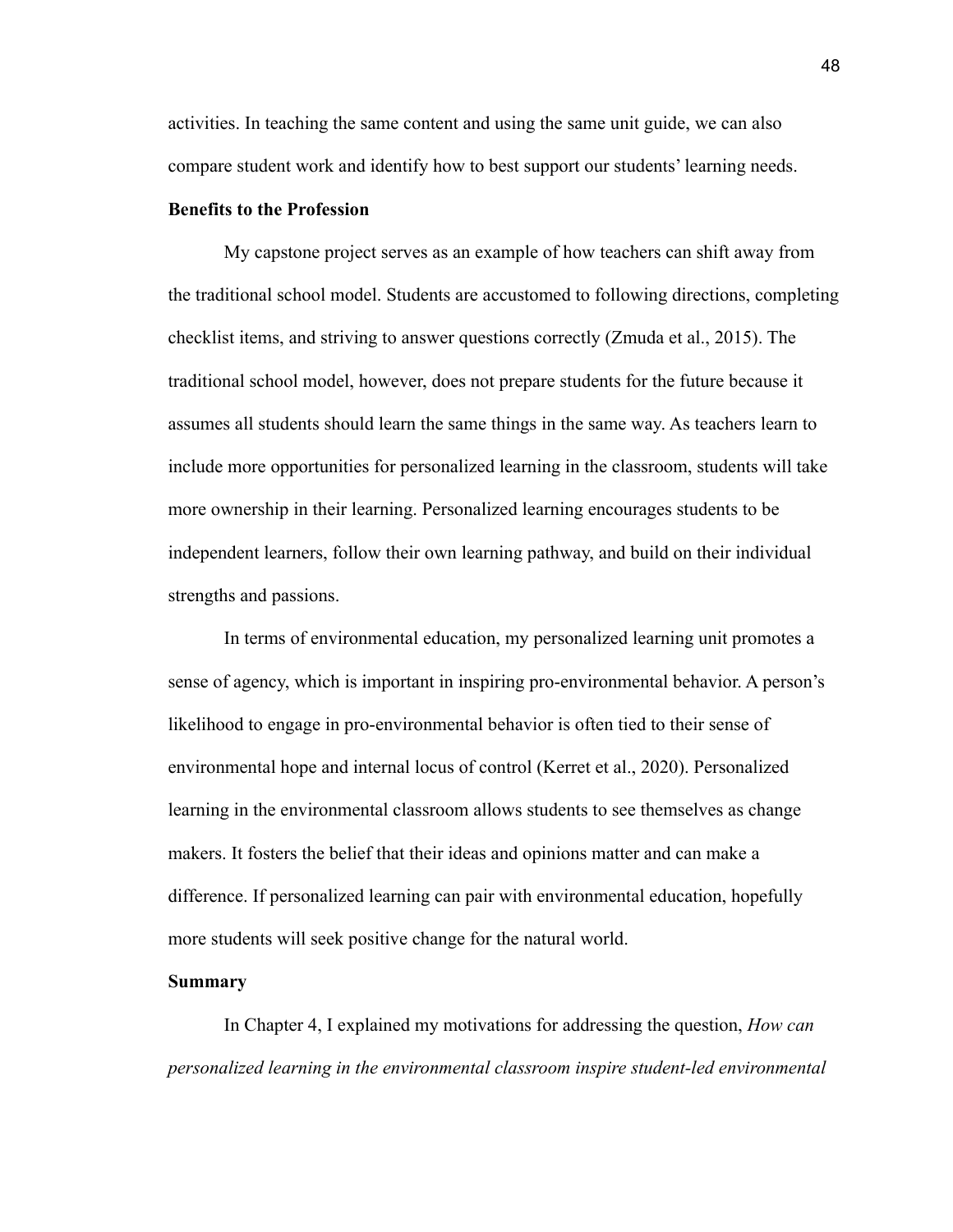activities. In teaching the same content and using the same unit guide, we can also compare student work and identify how to best support our students' learning needs.

### Benefits to the Profession

My capstone project serves as an example of how teachers can shift away from the traditional school model. Students are accustomed to following directions, completing checklist items, and striving to answer questions correctly (Zmuda et al., 2015). The traditional school model, however, does not prepare students for the future because it assumes all students should learn the same things in the same way. As teachers learn to include more opportunities for personalized learning in the classroom, students will take more ownership in their learning. Personalized learning encourages students to be independent learners, follow their own learning pathway, and build on their individual strengths and passions.

In terms of environmental education, my personalized learning unit promotes a sense of agency, which is important in inspiring pro-environmental behavior. A person's likelihood to engage in pro-environmental behavior is often tied to their sense of environmental hope and internal locus of control (Kerret et al., 2020). Personalized learning in the environmental classroom allows students to see themselves as change makers. It fosters the belief that their ideas and opinions matter and can make a difference. If personalized learning can pair with environmental education, hopefully more students will seek positive change for the natural world.

### Summary

In Chapter 4, I explained my motivations for addressing the question, *How can personalized learning in the environmental classroom inspire student-led environmental*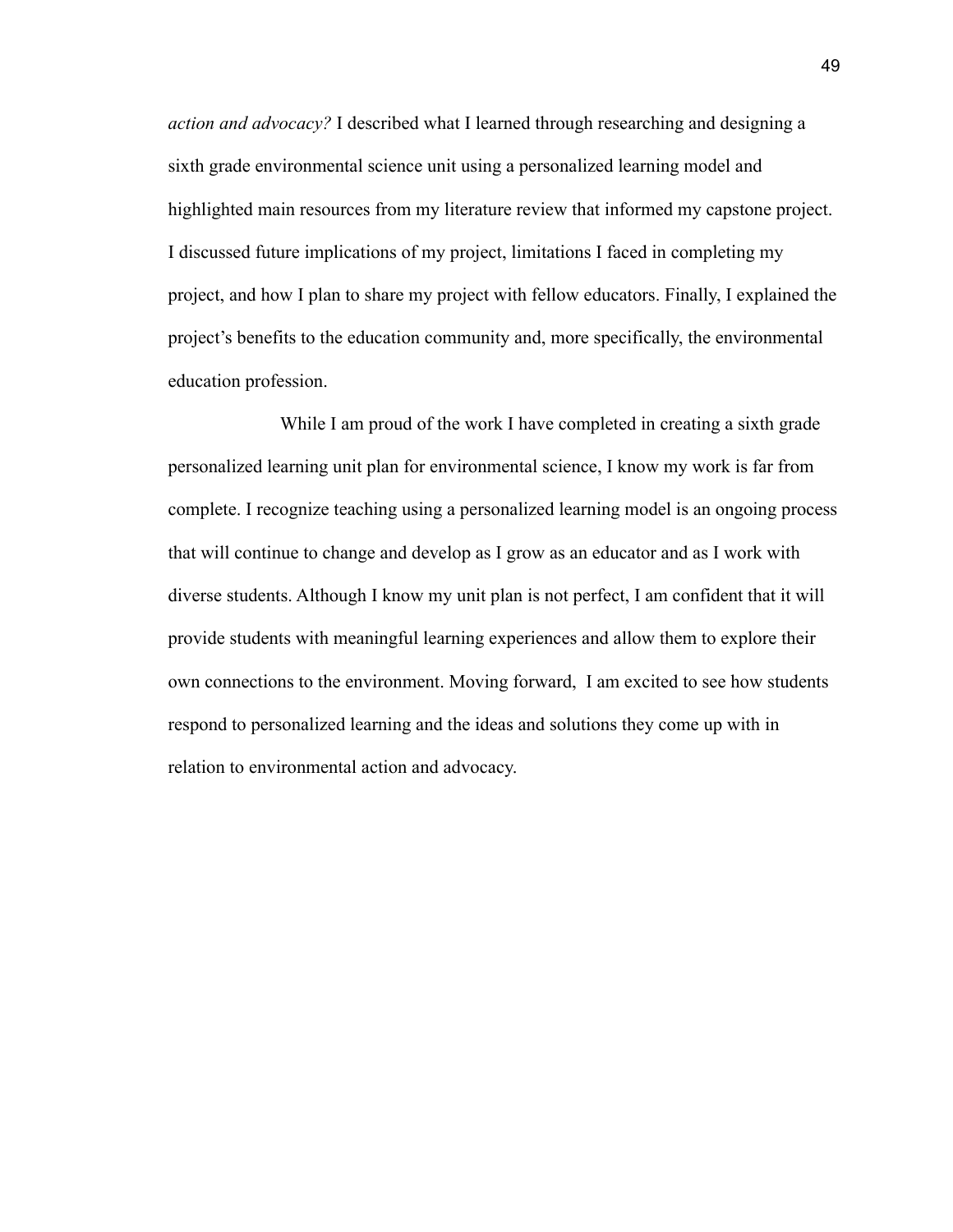*action and advocacy?* I described what I learned through researching and designing a sixth grade environmental science unit using a personalized learning model and highlighted main resources from my literature review that informed my capstone project. I discussed future implications of my project, limitations I faced in completing my project, and how I plan to share my project with fellow educators. Finally, I explained the project's benefits to the education community and, more specifically, the environmental education profession.

While I am proud of the work I have completed in creating a sixth grade personalized learning unit plan for environmental science, I know my work is far from complete. I recognize teaching using a personalized learning model is an ongoing process that will continue to change and develop as I grow as an educator and as I work with diverse students. Although I know my unit plan is not perfect, I am confident that it will provide students with meaningful learning experiences and allow them to explore their own connections to the environment. Moving forward, I am excited to see how students respond to personalized learning and the ideas and solutions they come up with in relation to environmental action and advocacy.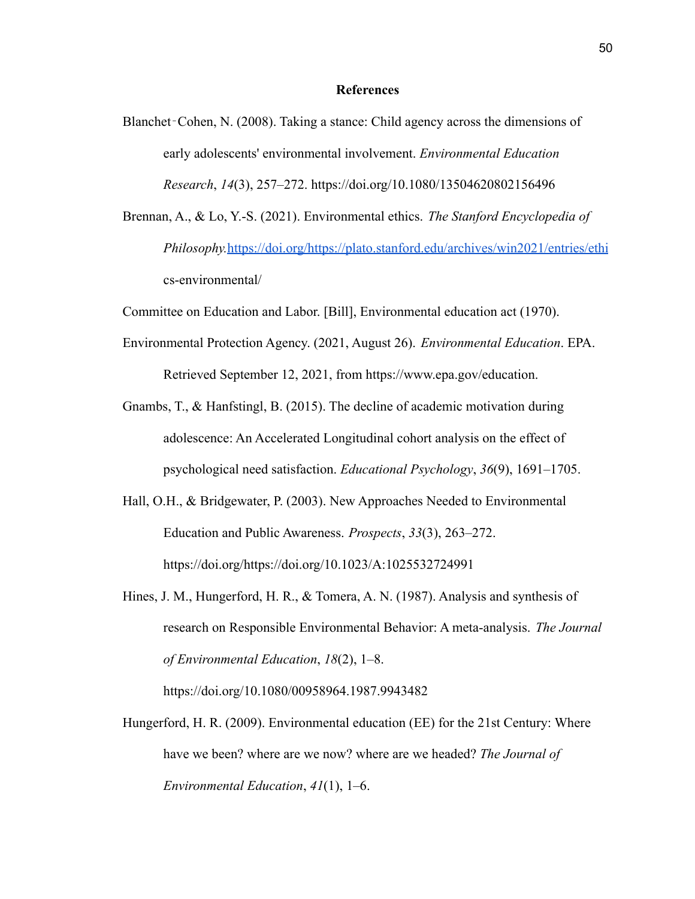# References

Blanchet‐Cohen, N. (2008). Taking a stance: Child agency across the dimensions of early adolescents' environmental involvement. *Environmental Education Research*, *14*(3), 257–272. https://doi.org/10.1080/13504620802156496

Brennan, A., & Lo, Y.-S. (2021). Environmental ethics. *The Stanford Encyclopedia of Philosophy.*https://doi.org/https://plato.stanford.edu/archives/win2021/entries/ethics-environmental/

Committee on Education and Labor. [Bill], Environmental education act (1970).

Environmental Protection Agency. (2021, August 26). *Environmental Education*. EPA. Retrieved September 12, 2021, from https://www.epa.gov/education.

Gnambs, T., & Hanfstingl, B. (2015). The decline of academic motivation during adolescence: An Accelerated Longitudinal cohort analysis on the effect of psychological need satisfaction. *Educational Psychology*, *36*(9), 1691–1705.

Hall, O.H., & Bridgewater, P. (2003). New Approaches Needed to Environmental Education and Public Awareness. *Prospects*, *33*(3), 263–272. https://doi.org/https://doi.org/10.1023/A:1025532724991

Hines, J. M., Hungerford, H. R., & Tomera, A. N. (1987). Analysis and synthesis of research on Responsible Environmental Behavior: A meta-analysis. *The Journal of Environmental Education*, *18*(2), 1–8. https://doi.org/10.1080/00958964.1987.9943482

Hungerford, H. R. (2009). Environmental education (EE) for the 21st Century: Where have we been? where are we now? where are we headed? *The Journal of Environmental Education*, *41*(1), 1–6.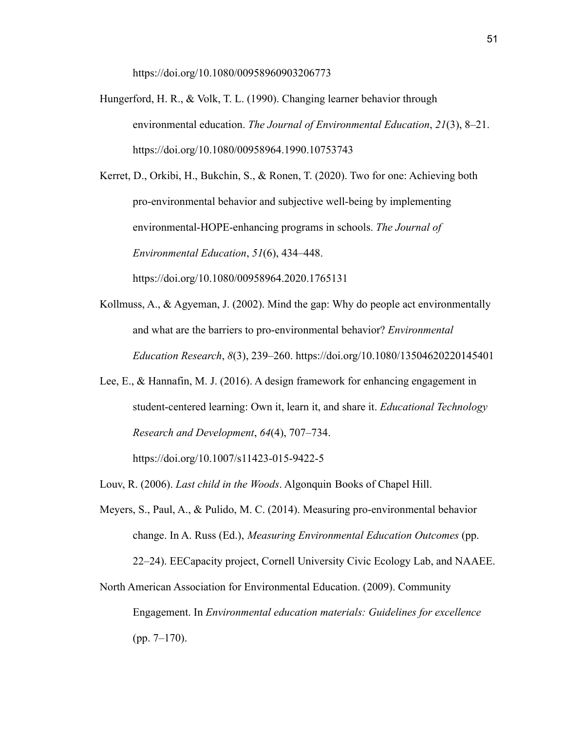https://doi.org/10.1080/00958960903206773

Hungerford, H. R., & Volk, T. L. (1990). Changing learner behavior through environmental education. *The Journal of Environmental Education*, *21*(3), 8–21. https://doi.org/10.1080/00958964.1990.10753743

Kerret, D., Orkibi, H., Bukchin, S., & Ronen, T. (2020). Two for one: Achieving both pro-environmental behavior and subjective well-being by implementing environmental-HOPE-enhancing programs in schools. *The Journal of Environmental Education*, *51*(6), 434–448. https://doi.org/10.1080/00958964.2020.1765131

Kollmuss, A., & Agyeman, J. (2002). Mind the gap: Why do people act environmentally and what are the barriers to pro-environmental behavior? *Environmental Education Research*, *8*(3), 239–260. https://doi.org/10.1080/13504620220145401

Lee, E., & Hannafin, M. J. (2016). A design framework for enhancing engagement in student-centered learning: Own it, learn it, and share it. *Educational Technology Research and Development*, *64*(4), 707–734. https://doi.org/10.1007/s11423-015-9422-5

Louv, R. (2006). *Last child in the Woods*. Algonquin Books of Chapel Hill.

Meyers, S., Paul, A., & Pulido, M. C. (2014). Measuring pro-environmental behavior change. In A. Russ (Ed.), *Measuring Environmental Education Outcomes* (pp. 22–24). EECapacity project, Cornell University Civic Ecology Lab, and NAAEE.

North American Association for Environmental Education. (2009). Community Engagement. In *Environmental education materials: Guidelines for excellence* (pp. 7–170).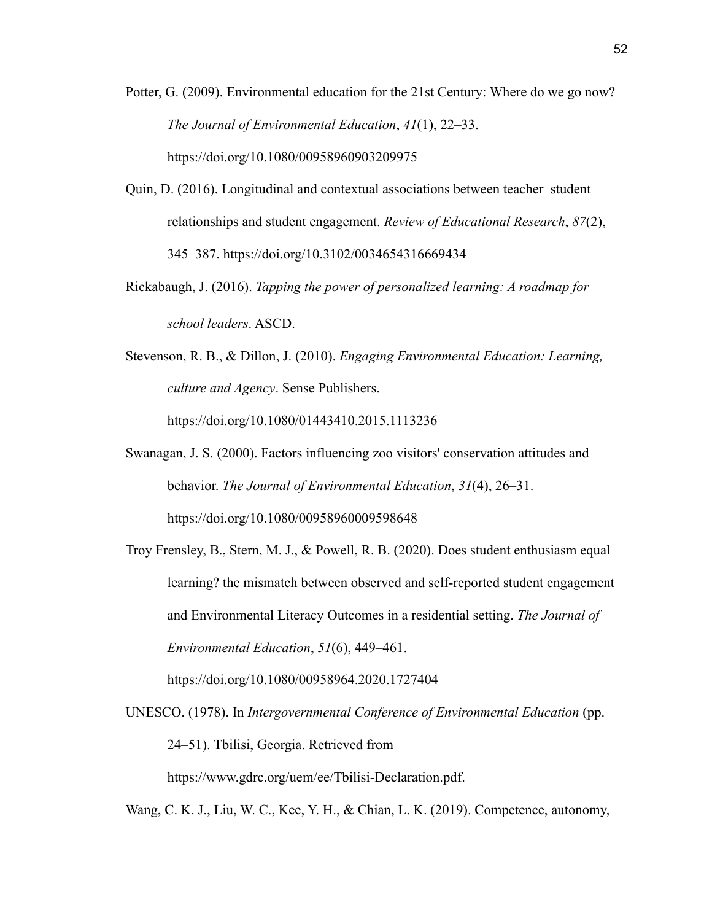Potter, G. (2009). Environmental education for the 21st Century: Where do we go now? *The Journal of Environmental Education*, *41*(1), 22–33. https://doi.org/10.1080/00958960903209975

Quin, D. (2016). Longitudinal and contextual associations between teacher–student relationships and student engagement. *Review of Educational Research*, *87*(2), 345–387. https://doi.org/10.3102/0034654316669434

Rickabaugh, J. (2016). *Tapping the power of personalized learning: A roadmap for school leaders*. ASCD.

Stevenson, R. B., & Dillon, J. (2010). *Engaging Environmental Education: Learning, culture and Agency*. Sense Publishers. https://doi.org/10.1080/01443410.2015.1113236

Swanagan, J. S. (2000). Factors influencing zoo visitors' conservation attitudes and behavior. *The Journal of Environmental Education*, *31*(4), 26–31. https://doi.org/10.1080/00958960009598648

Troy Frensley, B., Stern, M. J., & Powell, R. B. (2020). Does student enthusiasm equal learning? the mismatch between observed and self-reported student engagement and Environmental Literacy Outcomes in a residential setting. *The Journal of Environmental Education*, *51*(6), 449–461. https://doi.org/10.1080/00958964.2020.1727404

UNESCO. (1978). In *Intergovernmental Conference of Environmental Education* (pp. 24–51). Tbilisi, Georgia. Retrieved from https://www.gdrc.org/uem/ee/Tbilisi-Declaration.pdf.

Wang, C. K. J., Liu, W. C., Kee, Y. H., & Chian, L. K. (2019). Competence, autonomy,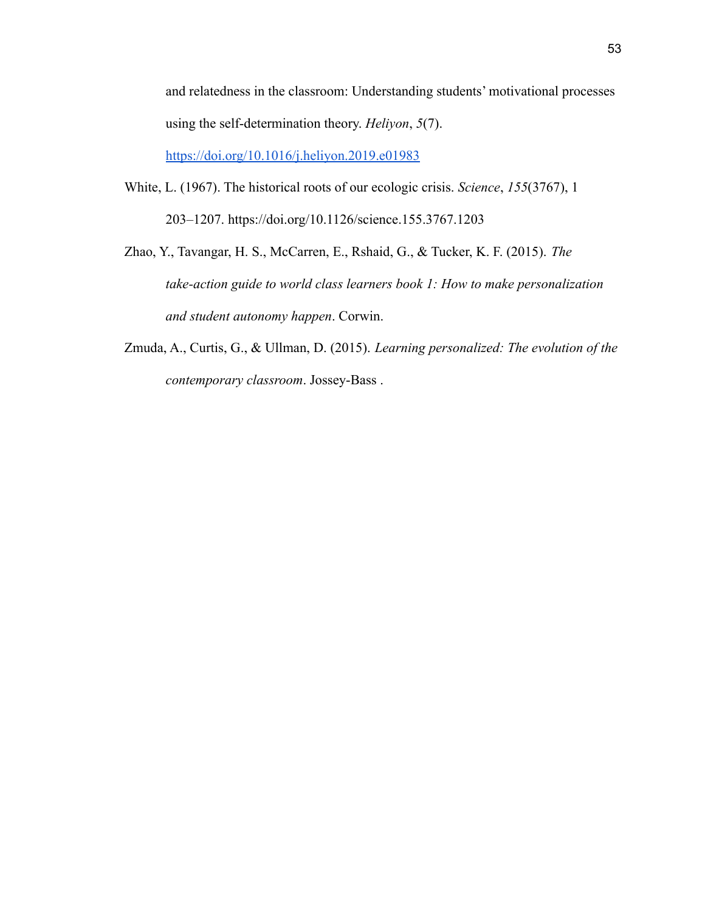and relatedness in the classroom: Understanding students' motivational processes using the self-determination theory. *Heliyon*, *5*(7). https://doi.org/10.1016/j.heliyon.2019.e01983

White, L. (1967). The historical roots of our ecologic crisis. *Science*, *155*(3767), 1 203–1207. https://doi.org/10.1126/science.155.3767.1203

Zhao, Y., Tavangar, H. S., McCarren, E., Rshaid, G., & Tucker, K. F. (2015). *The take-action guide to world class learners book 1: How to make personalization and student autonomy happen*. Corwin.

Zmuda, A., Curtis, G., & Ullman, D. (2015). *Learning personalized: The evolution of the contemporary classroom*. Jossey-Bass .